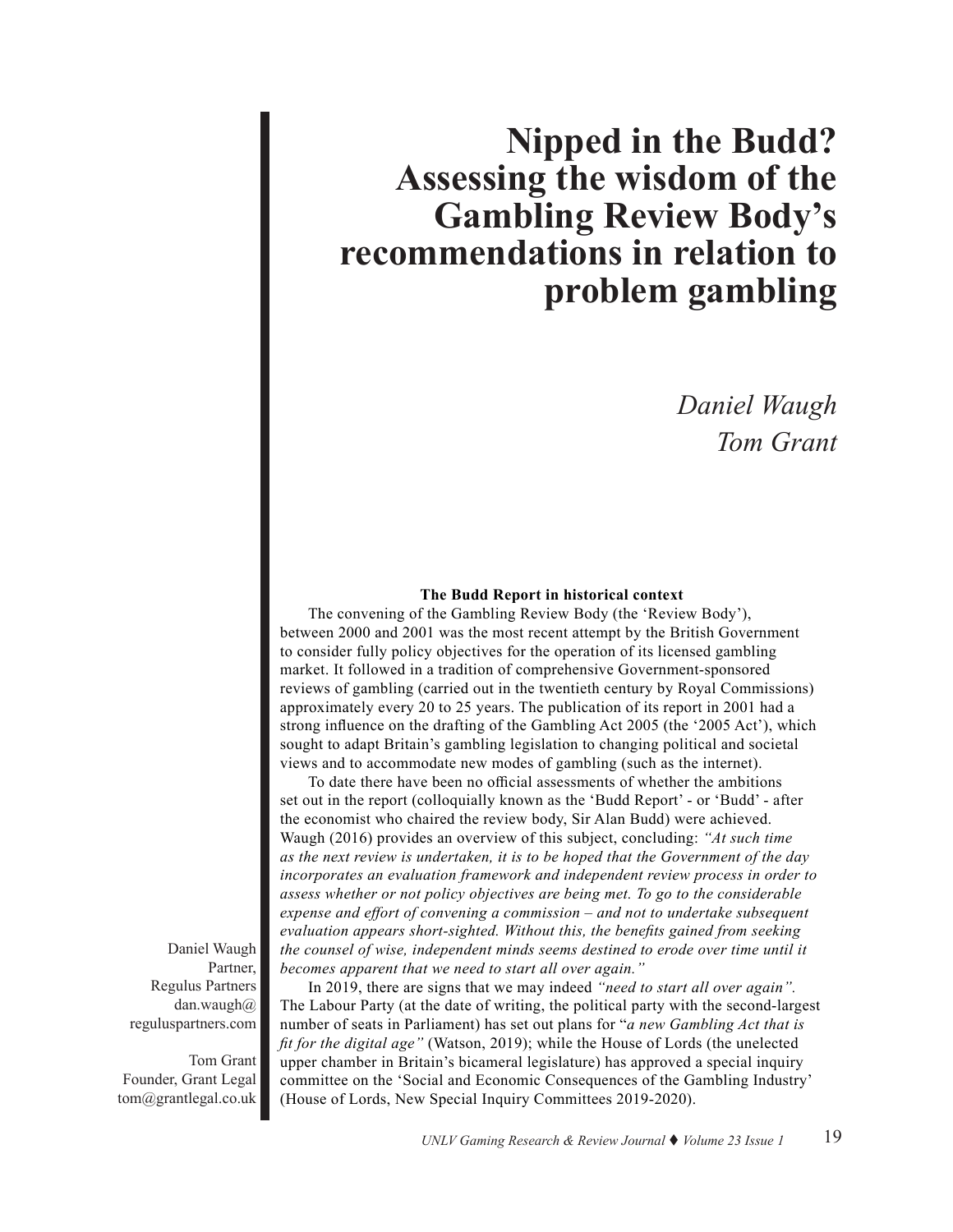# Nipped in the Budd? Assessing the wisdom of the Gambling Review Body's recommendations in relation to problem gambling

*Daniel Waugh*
*Tom Grant*

Daniel Waugh
Partner,
Regulus Partners
dan.waugh@reguluspartners.com

Tom Grant
Founder, Grant Legal
tom@grantlegal.co.uk

**The Budd Report in historical context**

The convening of the Gambling Review Body (the 'Review Body'), between 2000 and 2001 was the most recent attempt by the British Government to consider fully policy objectives for the operation of its licensed gambling market. It followed in a tradition of comprehensive Government-sponsored reviews of gambling (carried out in the twentieth century by Royal Commissions) approximately every 20 to 25 years. The publication of its report in 2001 had a strong influence on the drafting of the Gambling Act 2005 (the '2005 Act'), which sought to adapt Britain's gambling legislation to changing political and societal views and to accommodate new modes of gambling (such as the internet).

To date there have been no official assessments of whether the ambitions set out in the report (colloquially known as the 'Budd Report' - or 'Budd' - after the economist who chaired the review body, Sir Alan Budd) were achieved. Waugh (2016) provides an overview of this subject, concluding: *"At such time as the next review is undertaken, it is to be hoped that the Government of the day incorporates an evaluation framework and independent review process in order to assess whether or not policy objectives are being met. To go to the considerable expense and effort of convening a commission – and not to undertake subsequent evaluation appears short-sighted. Without this, the benefits gained from seeking the counsel of wise, independent minds seems destined to erode over time until it becomes apparent that we need to start all over again."*

In 2019, there are signs that we may indeed *"need to start all over again"*. The Labour Party (at the date of writing, the political party with the second-largest number of seats in Parliament) has set out plans for "*a new Gambling Act that is fit for the digital age"* (Watson, 2019); while the House of Lords (the unelected upper chamber in Britain's bicameral legislature) has approved a special inquiry committee on the 'Social and Economic Consequences of the Gambling Industry' (House of Lords, New Special Inquiry Committees 2019-2020).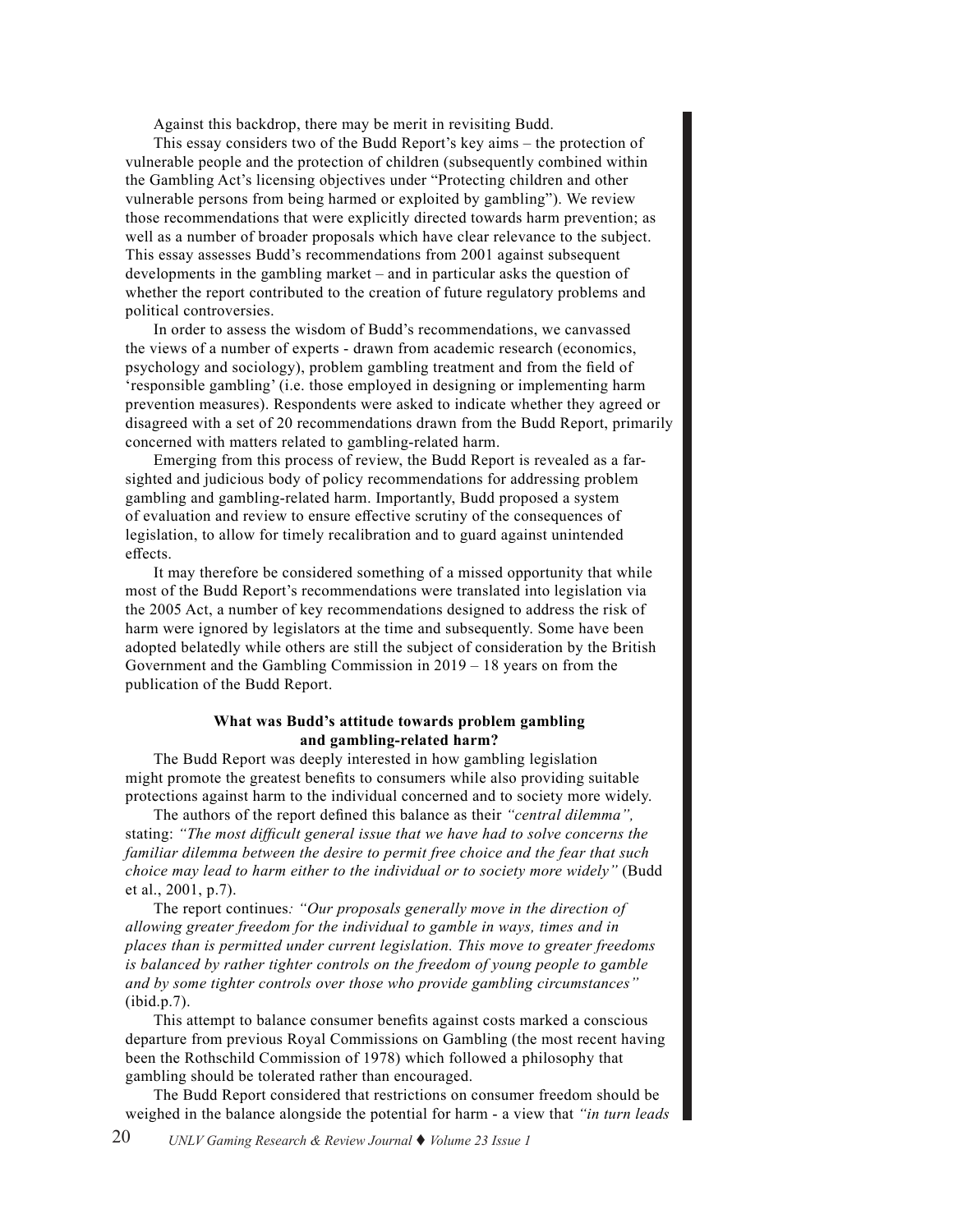Against this backdrop, there may be merit in revisiting Budd.

This essay considers two of the Budd Report's key aims – the protection of vulnerable people and the protection of children (subsequently combined within the Gambling Act's licensing objectives under "Protecting children and other vulnerable persons from being harmed or exploited by gambling"). We review those recommendations that were explicitly directed towards harm prevention; as well as a number of broader proposals which have clear relevance to the subject. This essay assesses Budd's recommendations from 2001 against subsequent developments in the gambling market – and in particular asks the question of whether the report contributed to the creation of future regulatory problems and political controversies.

In order to assess the wisdom of Budd's recommendations, we canvassed the views of a number of experts - drawn from academic research (economics, psychology and sociology), problem gambling treatment and from the field of 'responsible gambling' (i.e. those employed in designing or implementing harm prevention measures). Respondents were asked to indicate whether they agreed or disagreed with a set of 20 recommendations drawn from the Budd Report, primarily concerned with matters related to gambling-related harm.

Emerging from this process of review, the Budd Report is revealed as a far-sighted and judicious body of policy recommendations for addressing problem gambling and gambling-related harm. Importantly, Budd proposed a system of evaluation and review to ensure effective scrutiny of the consequences of legislation, to allow for timely recalibration and to guard against unintended effects.

It may therefore be considered something of a missed opportunity that while most of the Budd Report's recommendations were translated into legislation via the 2005 Act, a number of key recommendations designed to address the risk of harm were ignored by legislators at the time and subsequently. Some have been adopted belatedly while others are still the subject of consideration by the British Government and the Gambling Commission in 2019 – 18 years on from the publication of the Budd Report.

### What was Budd's attitude towards problem gambling and gambling-related harm?

The Budd Report was deeply interested in how gambling legislation might promote the greatest benefits to consumers while also providing suitable protections against harm to the individual concerned and to society more widely.

The authors of the report defined this balance as their *"central dilemma",* stating: *"The most difficult general issue that we have had to solve concerns the familiar dilemma between the desire to permit free choice and the fear that such choice may lead to harm either to the individual or to society more widely"* (Budd et al., 2001, p.7).

The report continues*: "Our proposals generally move in the direction of allowing greater freedom for the individual to gamble in ways, times and in places than is permitted under current legislation. This move to greater freedoms is balanced by rather tighter controls on the freedom of young people to gamble and by some tighter controls over those who provide gambling circumstances"* (ibid.p.7).

This attempt to balance consumer benefits against costs marked a conscious departure from previous Royal Commissions on Gambling (the most recent having been the Rothschild Commission of 1978) which followed a philosophy that gambling should be tolerated rather than encouraged.

The Budd Report considered that restrictions on consumer freedom should be weighed in the balance alongside the potential for harm - a view that *"in turn leads*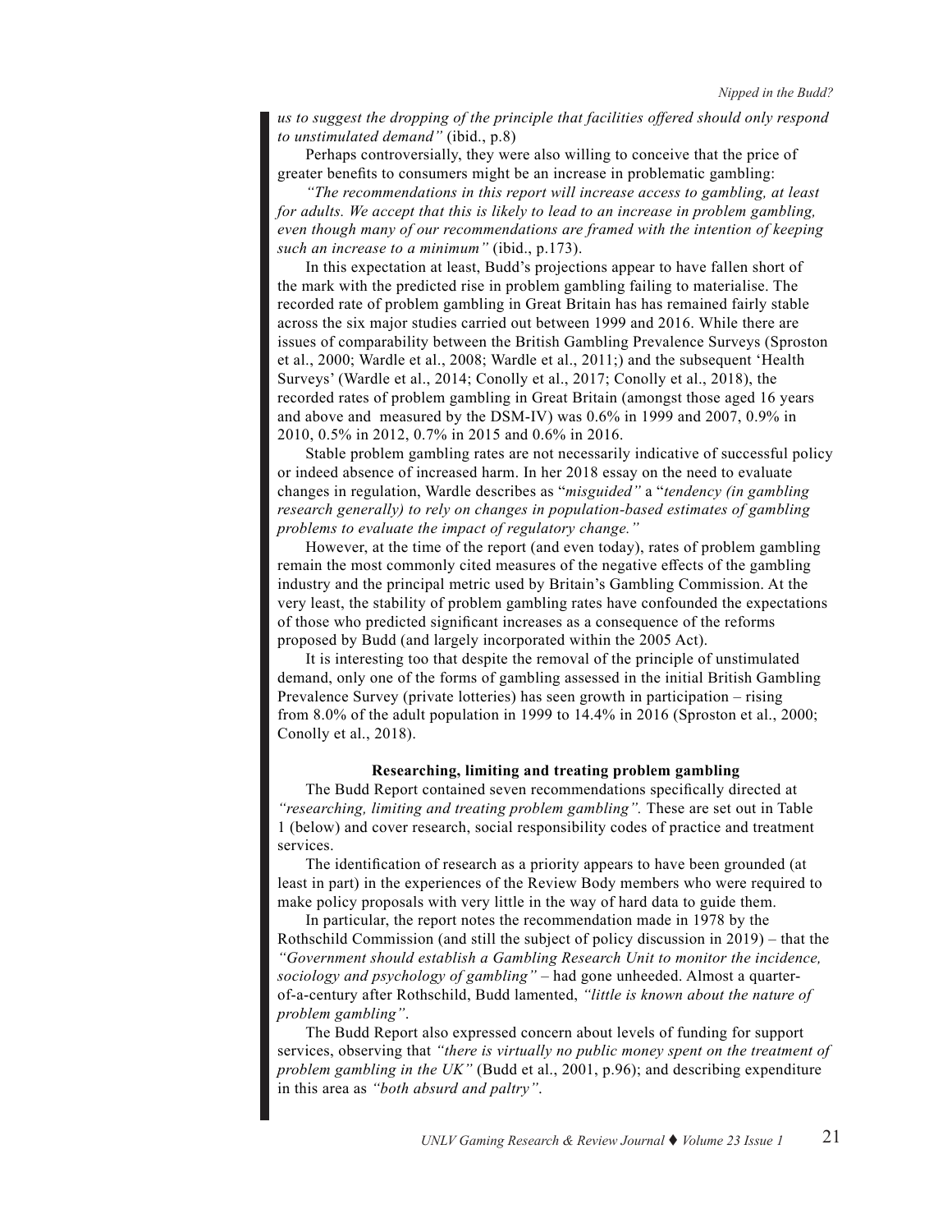*us to suggest the dropping of the principle that facilities offered should only respond to unstimulated demand"* (ibid., p.8)

Perhaps controversially, they were also willing to conceive that the price of greater benefits to consumers might be an increase in problematic gambling:

*"The recommendations in this report will increase access to gambling, at least for adults. We accept that this is likely to lead to an increase in problem gambling, even though many of our recommendations are framed with the intention of keeping such an increase to a minimum"* (ibid., p.173).

In this expectation at least, Budd's projections appear to have fallen short of the mark with the predicted rise in problem gambling failing to materialise. The recorded rate of problem gambling in Great Britain has has remained fairly stable across the six major studies carried out between 1999 and 2016. While there are issues of comparability between the British Gambling Prevalence Surveys (Sproston et al., 2000; Wardle et al., 2008; Wardle et al., 2011;) and the subsequent 'Health Surveys' (Wardle et al., 2014; Conolly et al., 2017; Conolly et al., 2018), the recorded rates of problem gambling in Great Britain (amongst those aged 16 years and above and measured by the DSM-IV) was 0.6% in 1999 and 2007, 0.9% in 2010, 0.5% in 2012, 0.7% in 2015 and 0.6% in 2016.

Stable problem gambling rates are not necessarily indicative of successful policy or indeed absence of increased harm. In her 2018 essay on the need to evaluate changes in regulation, Wardle describes as "*misguided"* a "*tendency (in gambling research generally) to rely on changes in population-based estimates of gambling problems to evaluate the impact of regulatory change."*

However, at the time of the report (and even today), rates of problem gambling remain the most commonly cited measures of the negative effects of the gambling industry and the principal metric used by Britain's Gambling Commission. At the very least, the stability of problem gambling rates have confounded the expectations of those who predicted significant increases as a consequence of the reforms proposed by Budd (and largely incorporated within the 2005 Act).

It is interesting too that despite the removal of the principle of unstimulated demand, only one of the forms of gambling assessed in the initial British Gambling Prevalence Survey (private lotteries) has seen growth in participation – rising from 8.0% of the adult population in 1999 to 14.4% in 2016 (Sproston et al., 2000; Conolly et al., 2018).

## Researching, limiting and treating problem gambling

The Budd Report contained seven recommendations specifically directed at *"researching, limiting and treating problem gambling".* These are set out in Table 1 (below) and cover research, social responsibility codes of practice and treatment services.

The identification of research as a priority appears to have been grounded (at least in part) in the experiences of the Review Body members who were required to make policy proposals with very little in the way of hard data to guide them.

In particular, the report notes the recommendation made in 1978 by the Rothschild Commission (and still the subject of policy discussion in 2019) – that the *"Government should establish a Gambling Research Unit to monitor the incidence, sociology and psychology of gambling"* – had gone unheeded. Almost a quarter-of-a-century after Rothschild, Budd lamented, *"little is known about the nature of problem gambling"*.

The Budd Report also expressed concern about levels of funding for support services, observing that *"there is virtually no public money spent on the treatment of problem gambling in the UK"* (Budd et al., 2001, p.96); and describing expenditure in this area as *"both absurd and paltry"*.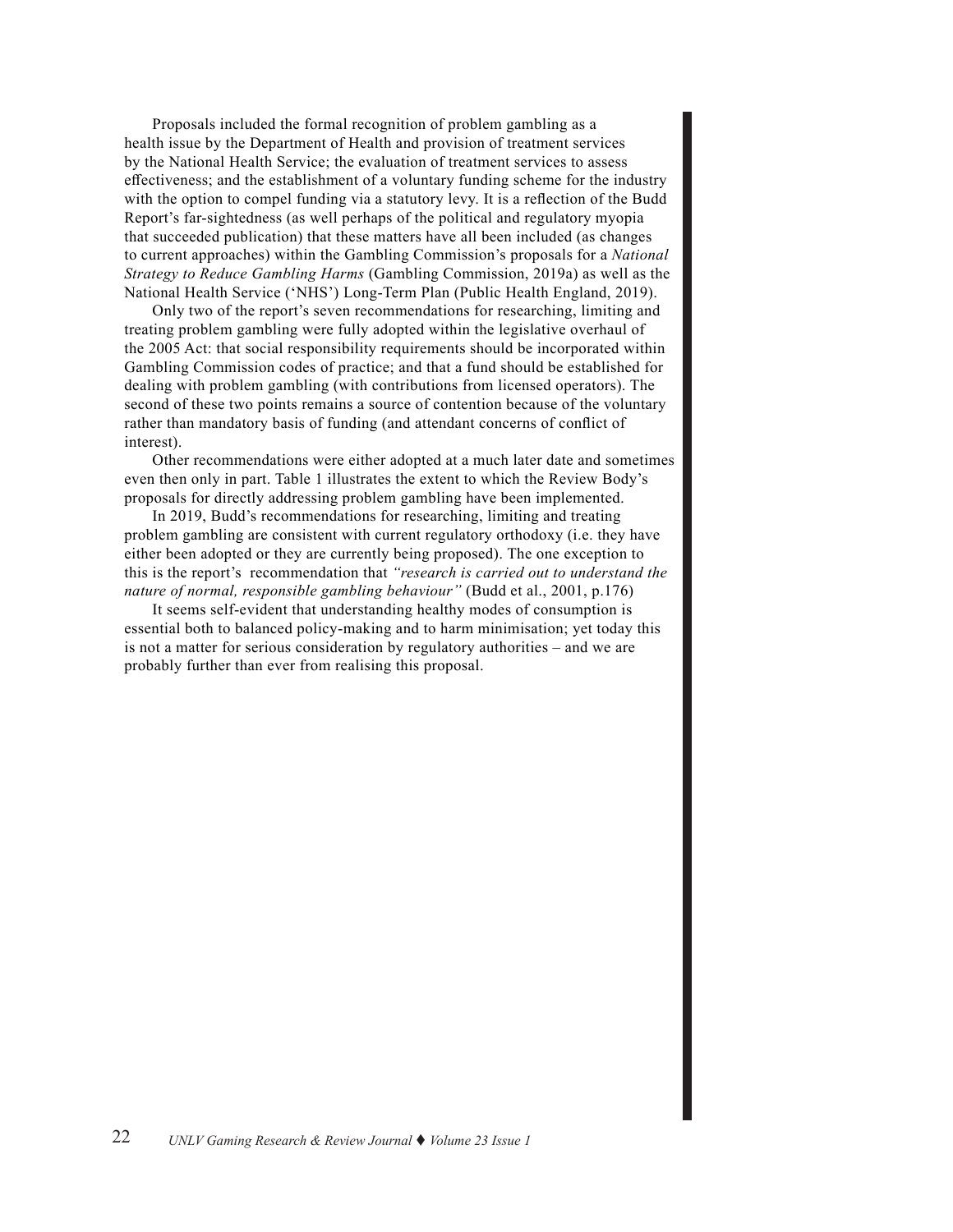Proposals included the formal recognition of problem gambling as a health issue by the Department of Health and provision of treatment services by the National Health Service; the evaluation of treatment services to assess effectiveness; and the establishment of a voluntary funding scheme for the industry with the option to compel funding via a statutory levy. It is a reflection of the Budd Report's far-sightedness (as well perhaps of the political and regulatory myopia that succeeded publication) that these matters have all been included (as changes to current approaches) within the Gambling Commission's proposals for a *National Strategy to Reduce Gambling Harms* (Gambling Commission, 2019a) as well as the National Health Service ('NHS') Long-Term Plan (Public Health England, 2019).

Only two of the report's seven recommendations for researching, limiting and treating problem gambling were fully adopted within the legislative overhaul of the 2005 Act: that social responsibility requirements should be incorporated within Gambling Commission codes of practice; and that a fund should be established for dealing with problem gambling (with contributions from licensed operators). The second of these two points remains a source of contention because of the voluntary rather than mandatory basis of funding (and attendant concerns of conflict of interest).

Other recommendations were either adopted at a much later date and sometimes even then only in part. Table 1 illustrates the extent to which the Review Body's proposals for directly addressing problem gambling have been implemented.

In 2019, Budd's recommendations for researching, limiting and treating problem gambling are consistent with current regulatory orthodoxy (i.e. they have either been adopted or they are currently being proposed). The one exception to this is the report's recommendation that *"research is carried out to understand the nature of normal, responsible gambling behaviour"* (Budd et al., 2001, p.176)

It seems self-evident that understanding healthy modes of consumption is essential both to balanced policy-making and to harm minimisation; yet today this is not a matter for serious consideration by regulatory authorities – and we are probably further than ever from realising this proposal.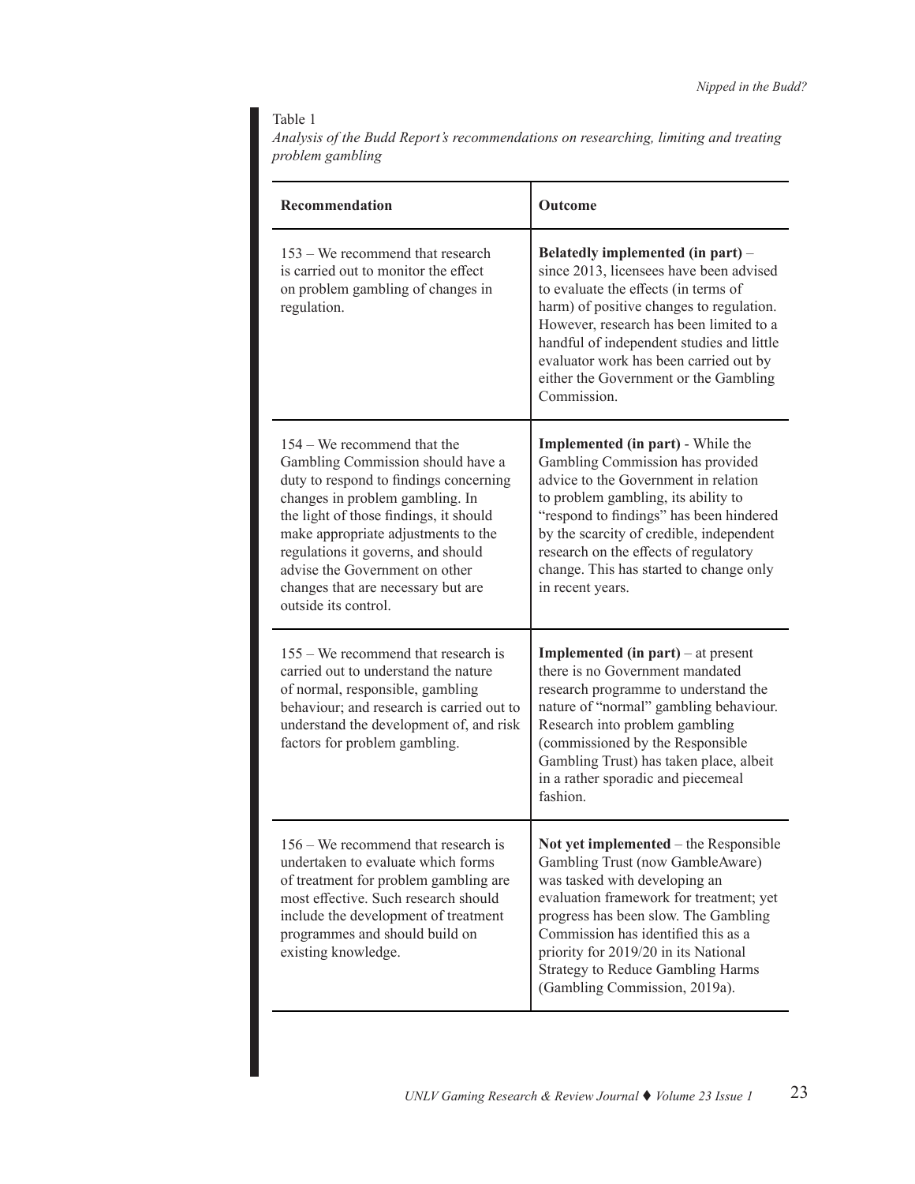Table 1

*Analysis of the Budd Report's recommendations on researching, limiting and treating problem gambling*

| Recommendation | Outcome |
|---|---|
| 153 – We recommend that research is carried out to monitor the effect on problem gambling of changes in regulation. | **Belatedly implemented (in part)** – since 2013, licensees have been advised to evaluate the effects (in terms of harm) of positive changes to regulation. However, research has been limited to a handful of independent studies and little evaluator work has been carried out by either the Government or the Gambling Commission. |
| 154 – We recommend that the Gambling Commission should have a duty to respond to findings concerning changes in problem gambling. In the light of those findings, it should make appropriate adjustments to the regulations it governs, and should advise the Government on other changes that are necessary but are outside its control. | **Implemented (in part)** - While the Gambling Commission has provided advice to the Government in relation to problem gambling, its ability to "respond to findings" has been hindered by the scarcity of credible, independent research on the effects of regulatory change. This has started to change only in recent years. |
| 155 – We recommend that research is carried out to understand the nature of normal, responsible, gambling behaviour; and research is carried out to understand the development of, and risk factors for problem gambling. | **Implemented (in part)** – at present there is no Government mandated research programme to understand the nature of "normal" gambling behaviour. Research into problem gambling (commissioned by the Responsible Gambling Trust) has taken place, albeit in a rather sporadic and piecemeal fashion. |
| 156 – We recommend that research is undertaken to evaluate which forms of treatment for problem gambling are most effective. Such research should include the development of treatment programmes and should build on existing knowledge. | **Not yet implemented** – the Responsible Gambling Trust (now GambleAware) was tasked with developing an evaluation framework for treatment; yet progress has been slow. The Gambling Commission has identified this as a priority for 2019/20 in its National Strategy to Reduce Gambling Harms (Gambling Commission, 2019a). |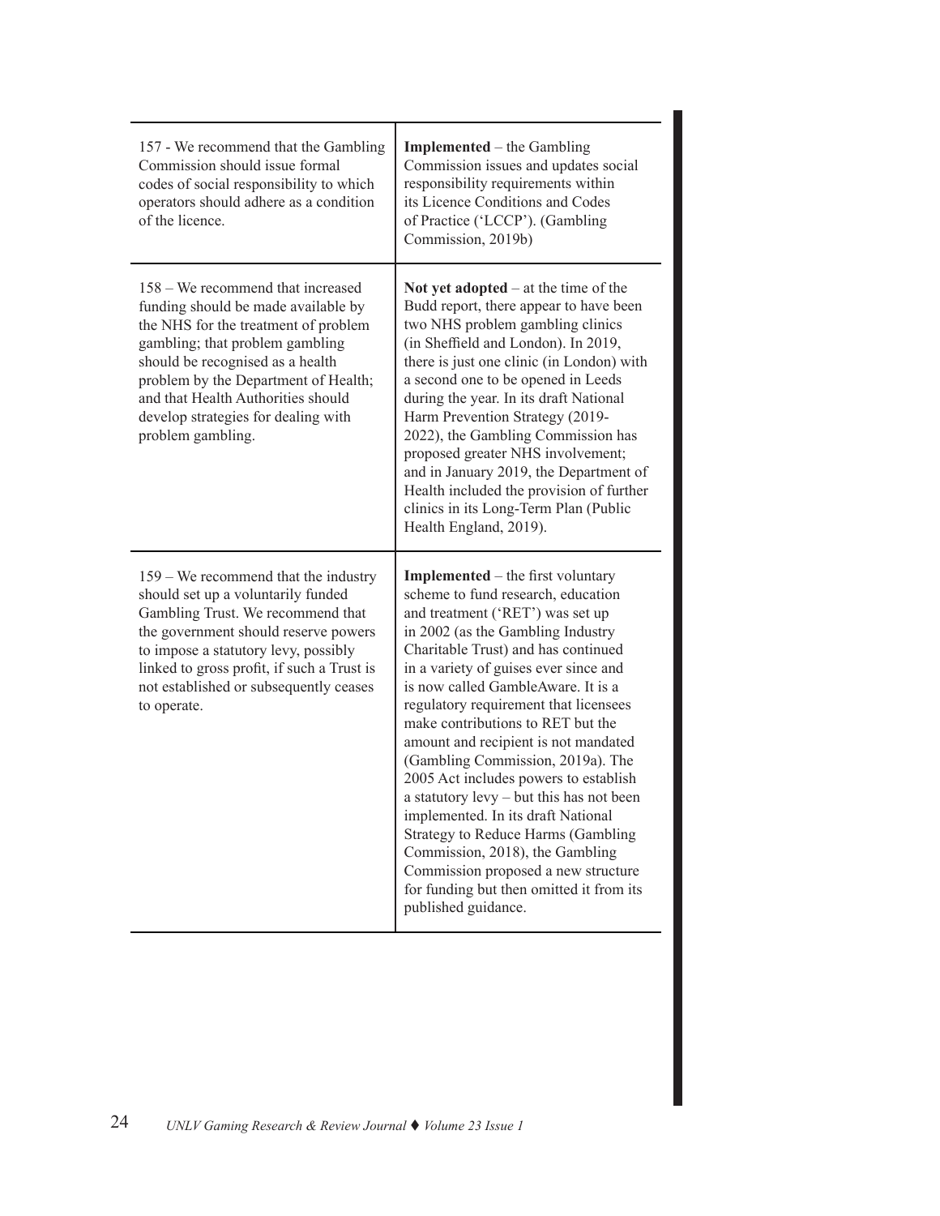| | |
|---|---|
| 157 - We recommend that the Gambling Commission should issue formal codes of social responsibility to which operators should adhere as a condition of the licence. | **Implemented** – the Gambling Commission issues and updates social responsibility requirements within its Licence Conditions and Codes of Practice ('LCCP'). (Gambling Commission, 2019b) |
| 158 – We recommend that increased funding should be made available by the NHS for the treatment of problem gambling; that problem gambling should be recognised as a health problem by the Department of Health; and that Health Authorities should develop strategies for dealing with problem gambling. | **Not yet adopted** – at the time of the Budd report, there appear to have been two NHS problem gambling clinics (in Sheffield and London). In 2019, there is just one clinic (in London) with a second one to be opened in Leeds during the year. In its draft National Harm Prevention Strategy (2019-2022), the Gambling Commission has proposed greater NHS involvement; and in January 2019, the Department of Health included the provision of further clinics in its Long-Term Plan (Public Health England, 2019). |
| 159 – We recommend that the industry should set up a voluntarily funded Gambling Trust. We recommend that the government should reserve powers to impose a statutory levy, possibly linked to gross profit, if such a Trust is not established or subsequently ceases to operate. | **Implemented** – the first voluntary scheme to fund research, education and treatment ('RET') was set up in 2002 (as the Gambling Industry Charitable Trust) and has continued in a variety of guises ever since and is now called GambleAware. It is a regulatory requirement that licensees make contributions to RET but the amount and recipient is not mandated (Gambling Commission, 2019a). The 2005 Act includes powers to establish a statutory levy – but this has not been implemented. In its draft National Strategy to Reduce Harms (Gambling Commission, 2018), the Gambling Commission proposed a new structure for funding but then omitted it from its published guidance. |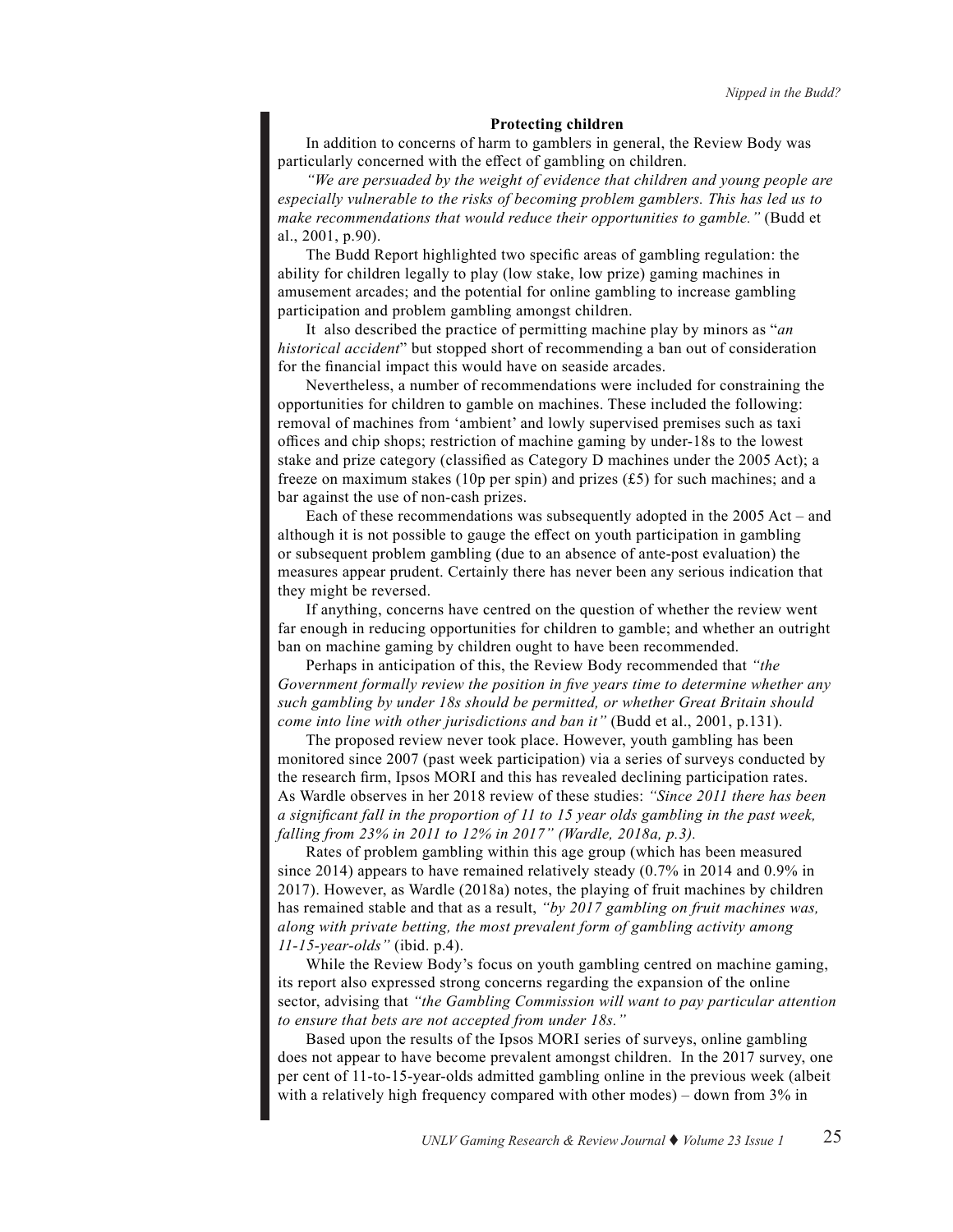### Protecting children

In addition to concerns of harm to gamblers in general, the Review Body was particularly concerned with the effect of gambling on children.

*"We are persuaded by the weight of evidence that children and young people are especially vulnerable to the risks of becoming problem gamblers. This has led us to make recommendations that would reduce their opportunities to gamble."* (Budd et al., 2001, p.90).

The Budd Report highlighted two specific areas of gambling regulation: the ability for children legally to play (low stake, low prize) gaming machines in amusement arcades; and the potential for online gambling to increase gambling participation and problem gambling amongst children.

It also described the practice of permitting machine play by minors as "*an historical accident*" but stopped short of recommending a ban out of consideration for the financial impact this would have on seaside arcades.

Nevertheless, a number of recommendations were included for constraining the opportunities for children to gamble on machines. These included the following: removal of machines from 'ambient' and lowly supervised premises such as taxi offices and chip shops; restriction of machine gaming by under-18s to the lowest stake and prize category (classified as Category D machines under the 2005 Act); a freeze on maximum stakes (10p per spin) and prizes (£5) for such machines; and a bar against the use of non-cash prizes.

Each of these recommendations was subsequently adopted in the 2005 Act – and although it is not possible to gauge the effect on youth participation in gambling or subsequent problem gambling (due to an absence of ante-post evaluation) the measures appear prudent. Certainly there has never been any serious indication that they might be reversed.

If anything, concerns have centred on the question of whether the review went far enough in reducing opportunities for children to gamble; and whether an outright ban on machine gaming by children ought to have been recommended.

Perhaps in anticipation of this, the Review Body recommended that *"the Government formally review the position in five years time to determine whether any such gambling by under 18s should be permitted, or whether Great Britain should come into line with other jurisdictions and ban it"* (Budd et al., 2001, p.131).

The proposed review never took place. However, youth gambling has been monitored since 2007 (past week participation) via a series of surveys conducted by the research firm, Ipsos MORI and this has revealed declining participation rates. As Wardle observes in her 2018 review of these studies: *"Since 2011 there has been a significant fall in the proportion of 11 to 15 year olds gambling in the past week, falling from 23% in 2011 to 12% in 2017" (Wardle, 2018a, p.3).*

Rates of problem gambling within this age group (which has been measured since 2014) appears to have remained relatively steady (0.7% in 2014 and 0.9% in 2017). However, as Wardle (2018a) notes, the playing of fruit machines by children has remained stable and that as a result, *"by 2017 gambling on fruit machines was, along with private betting, the most prevalent form of gambling activity among 11-15-year-olds"* (ibid. p.4).

While the Review Body's focus on youth gambling centred on machine gaming, its report also expressed strong concerns regarding the expansion of the online sector, advising that *"the Gambling Commission will want to pay particular attention to ensure that bets are not accepted from under 18s."*

Based upon the results of the Ipsos MORI series of surveys, online gambling does not appear to have become prevalent amongst children. In the 2017 survey, one per cent of 11-to-15-year-olds admitted gambling online in the previous week (albeit with a relatively high frequency compared with other modes) – down from 3% in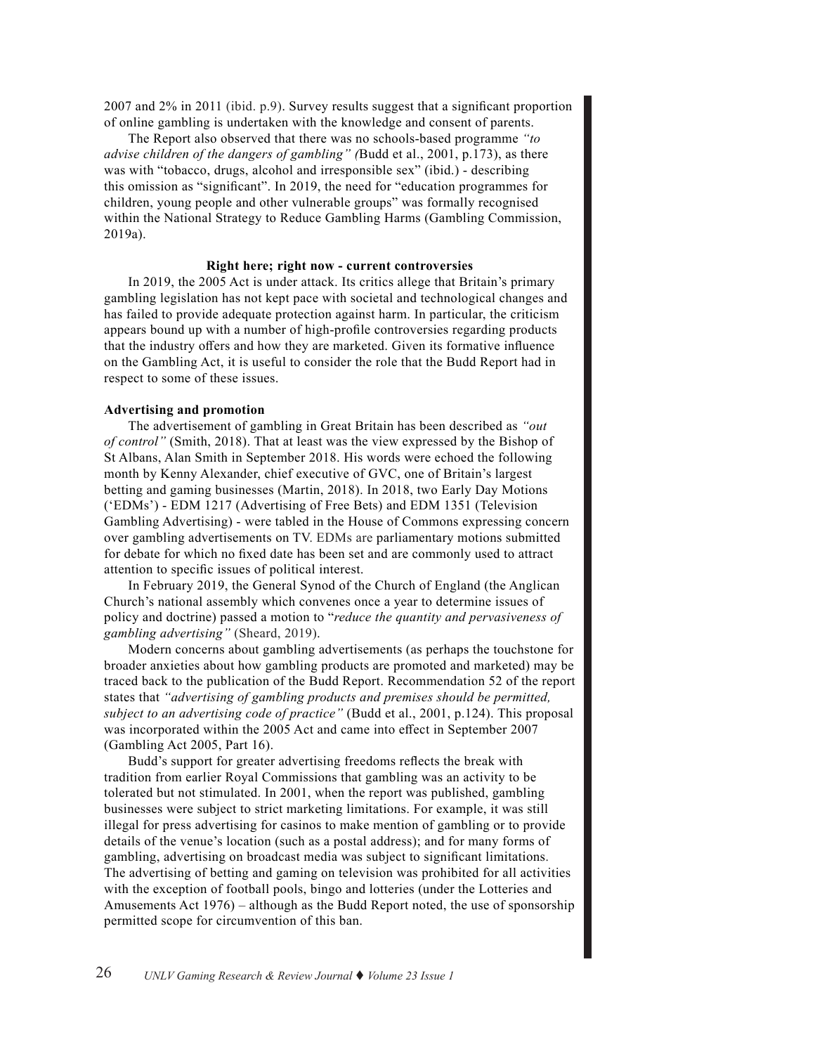2007 and 2% in 2011 (ibid. p.9). Survey results suggest that a significant proportion of online gambling is undertaken with the knowledge and consent of parents.

The Report also observed that there was no schools-based programme *"to advise children of the dangers of gambling" (*Budd et al., 2001, p.173), as there was with "tobacco, drugs, alcohol and irresponsible sex" (ibid.) - describing this omission as "significant". In 2019, the need for "education programmes for children, young people and other vulnerable groups" was formally recognised within the National Strategy to Reduce Gambling Harms (Gambling Commission, 2019a).

## Right here; right now - current controversies

In 2019, the 2005 Act is under attack. Its critics allege that Britain's primary gambling legislation has not kept pace with societal and technological changes and has failed to provide adequate protection against harm. In particular, the criticism appears bound up with a number of high-profile controversies regarding products that the industry offers and how they are marketed. Given its formative influence on the Gambling Act, it is useful to consider the role that the Budd Report had in respect to some of these issues.

### Advertising and promotion

The advertisement of gambling in Great Britain has been described as *"out of control"* (Smith, 2018). That at least was the view expressed by the Bishop of St Albans, Alan Smith in September 2018. His words were echoed the following month by Kenny Alexander, chief executive of GVC, one of Britain's largest betting and gaming businesses (Martin, 2018). In 2018, two Early Day Motions ('EDMs') - EDM 1217 (Advertising of Free Bets) and EDM 1351 (Television Gambling Advertising) - were tabled in the House of Commons expressing concern over gambling advertisements on TV. EDMs are parliamentary motions submitted for debate for which no fixed date has been set and are commonly used to attract attention to specific issues of political interest.

In February 2019, the General Synod of the Church of England (the Anglican Church's national assembly which convenes once a year to determine issues of policy and doctrine) passed a motion to "*reduce the quantity and pervasiveness of gambling advertising"* (Sheard, 2019).

Modern concerns about gambling advertisements (as perhaps the touchstone for broader anxieties about how gambling products are promoted and marketed) may be traced back to the publication of the Budd Report. Recommendation 52 of the report states that *"advertising of gambling products and premises should be permitted, subject to an advertising code of practice"* (Budd et al., 2001, p.124). This proposal was incorporated within the 2005 Act and came into effect in September 2007 (Gambling Act 2005, Part 16).

Budd's support for greater advertising freedoms reflects the break with tradition from earlier Royal Commissions that gambling was an activity to be tolerated but not stimulated. In 2001, when the report was published, gambling businesses were subject to strict marketing limitations. For example, it was still illegal for press advertising for casinos to make mention of gambling or to provide details of the venue's location (such as a postal address); and for many forms of gambling, advertising on broadcast media was subject to significant limitations. The advertising of betting and gaming on television was prohibited for all activities with the exception of football pools, bingo and lotteries (under the Lotteries and Amusements Act 1976) – although as the Budd Report noted, the use of sponsorship permitted scope for circumvention of this ban.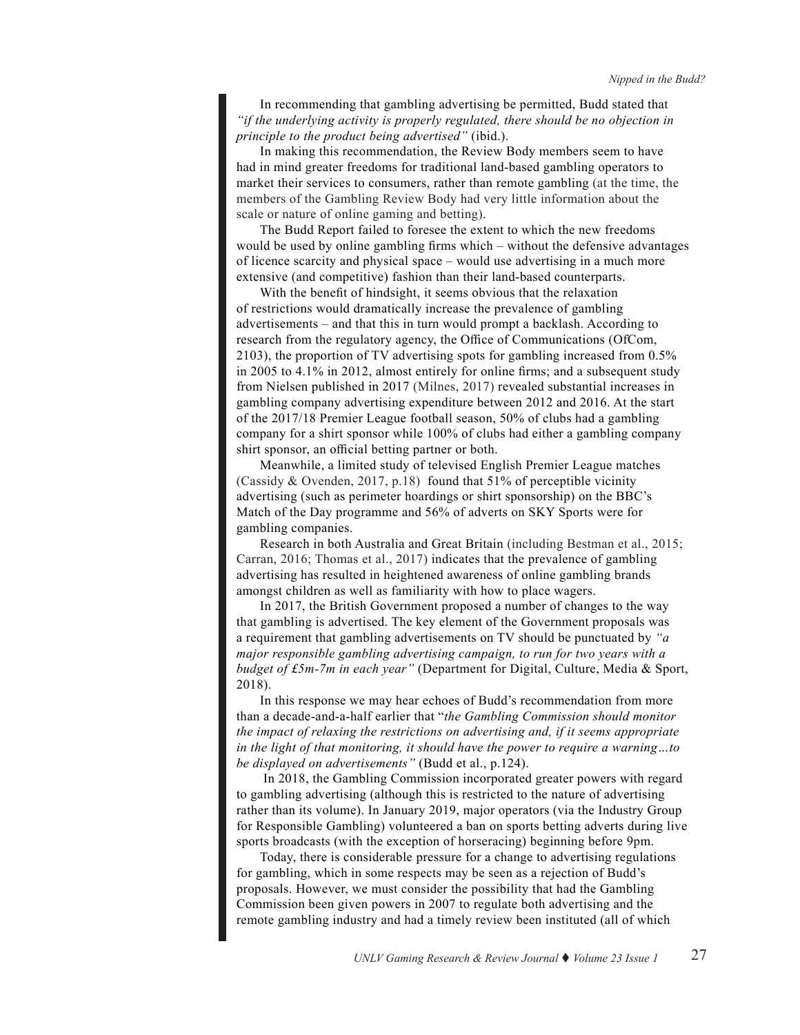In recommending that gambling advertising be permitted, Budd stated that *"if the underlying activity is properly regulated, there should be no objection in principle to the product being advertised"* (ibid.).

In making this recommendation, the Review Body members seem to have had in mind greater freedoms for traditional land-based gambling operators to market their services to consumers, rather than remote gambling (at the time, the members of the Gambling Review Body had very little information about the scale or nature of online gaming and betting).

The Budd Report failed to foresee the extent to which the new freedoms would be used by online gambling firms which – without the defensive advantages of licence scarcity and physical space – would use advertising in a much more extensive (and competitive) fashion than their land-based counterparts.

With the benefit of hindsight, it seems obvious that the relaxation of restrictions would dramatically increase the prevalence of gambling advertisements – and that this in turn would prompt a backlash. According to research from the regulatory agency, the Office of Communications (OfCom, 2103), the proportion of TV advertising spots for gambling increased from 0.5% in 2005 to 4.1% in 2012, almost entirely for online firms; and a subsequent study from Nielsen published in 2017 (Milnes, 2017) revealed substantial increases in gambling company advertising expenditure between 2012 and 2016. At the start of the 2017/18 Premier League football season, 50% of clubs had a gambling company for a shirt sponsor while 100% of clubs had either a gambling company shirt sponsor, an official betting partner or both.

Meanwhile, a limited study of televised English Premier League matches (Cassidy & Ovenden, 2017, p.18) found that 51% of perceptible vicinity advertising (such as perimeter hoardings or shirt sponsorship) on the BBC's Match of the Day programme and 56% of adverts on SKY Sports were for gambling companies.

Research in both Australia and Great Britain (including Bestman et al., 2015; Carran, 2016; Thomas et al., 2017) indicates that the prevalence of gambling advertising has resulted in heightened awareness of online gambling brands amongst children as well as familiarity with how to place wagers.

In 2017, the British Government proposed a number of changes to the way that gambling is advertised. The key element of the Government proposals was a requirement that gambling advertisements on TV should be punctuated by *"a major responsible gambling advertising campaign, to run for two years with a budget of £5m-7m in each year"* (Department for Digital, Culture, Media & Sport, 2018).

In this response we may hear echoes of Budd's recommendation from more than a decade-and-a-half earlier that "*the Gambling Commission should monitor the impact of relaxing the restrictions on advertising and, if it seems appropriate in the light of that monitoring, it should have the power to require a warning…to be displayed on advertisements"* (Budd et al., p.124).

In 2018, the Gambling Commission incorporated greater powers with regard to gambling advertising (although this is restricted to the nature of advertising rather than its volume). In January 2019, major operators (via the Industry Group for Responsible Gambling) volunteered a ban on sports betting adverts during live sports broadcasts (with the exception of horseracing) beginning before 9pm.

Today, there is considerable pressure for a change to advertising regulations for gambling, which in some respects may be seen as a rejection of Budd's proposals. However, we must consider the possibility that had the Gambling Commission been given powers in 2007 to regulate both advertising and the remote gambling industry and had a timely review been instituted (all of which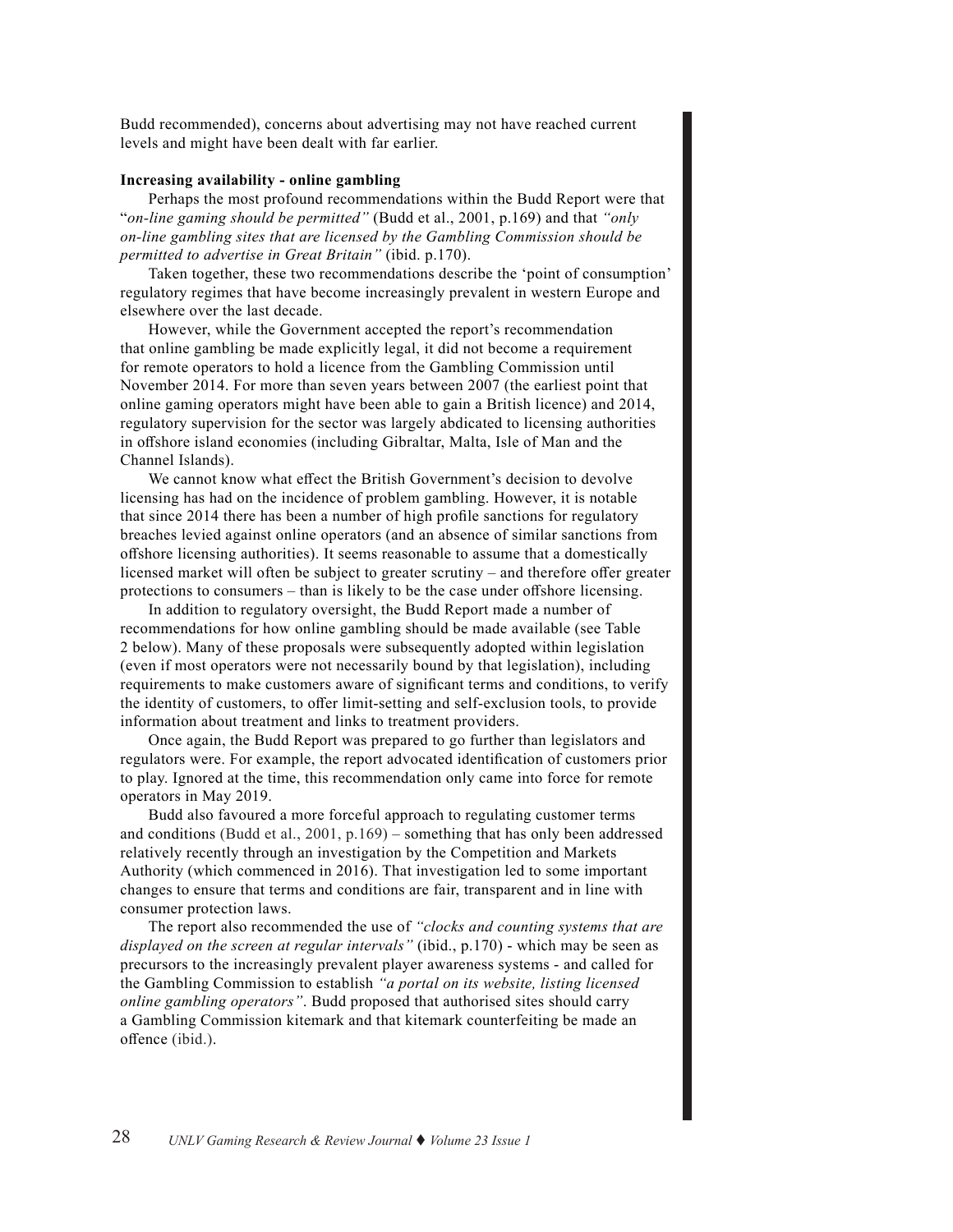Budd recommended), concerns about advertising may not have reached current levels and might have been dealt with far earlier.

**Increasing availability - online gambling**

Perhaps the most profound recommendations within the Budd Report were that "*on-line gaming should be permitted"* (Budd et al., 2001, p.169) and that *"only on-line gambling sites that are licensed by the Gambling Commission should be permitted to advertise in Great Britain"* (ibid. p.170).

Taken together, these two recommendations describe the 'point of consumption' regulatory regimes that have become increasingly prevalent in western Europe and elsewhere over the last decade.

However, while the Government accepted the report's recommendation that online gambling be made explicitly legal, it did not become a requirement for remote operators to hold a licence from the Gambling Commission until November 2014. For more than seven years between 2007 (the earliest point that online gaming operators might have been able to gain a British licence) and 2014, regulatory supervision for the sector was largely abdicated to licensing authorities in offshore island economies (including Gibraltar, Malta, Isle of Man and the Channel Islands).

We cannot know what effect the British Government's decision to devolve licensing has had on the incidence of problem gambling. However, it is notable that since 2014 there has been a number of high profile sanctions for regulatory breaches levied against online operators (and an absence of similar sanctions from offshore licensing authorities). It seems reasonable to assume that a domestically licensed market will often be subject to greater scrutiny – and therefore offer greater protections to consumers – than is likely to be the case under offshore licensing.

In addition to regulatory oversight, the Budd Report made a number of recommendations for how online gambling should be made available (see Table 2 below). Many of these proposals were subsequently adopted within legislation (even if most operators were not necessarily bound by that legislation), including requirements to make customers aware of significant terms and conditions, to verify the identity of customers, to offer limit-setting and self-exclusion tools, to provide information about treatment and links to treatment providers.

Once again, the Budd Report was prepared to go further than legislators and regulators were. For example, the report advocated identification of customers prior to play. Ignored at the time, this recommendation only came into force for remote operators in May 2019.

Budd also favoured a more forceful approach to regulating customer terms and conditions (Budd et al., 2001, p.169) – something that has only been addressed relatively recently through an investigation by the Competition and Markets Authority (which commenced in 2016). That investigation led to some important changes to ensure that terms and conditions are fair, transparent and in line with consumer protection laws.

The report also recommended the use of *"clocks and counting systems that are displayed on the screen at regular intervals"* (ibid., p.170) - which may be seen as precursors to the increasingly prevalent player awareness systems - and called for the Gambling Commission to establish *"a portal on its website, listing licensed online gambling operators"*. Budd proposed that authorised sites should carry a Gambling Commission kitemark and that kitemark counterfeiting be made an offence (ibid.).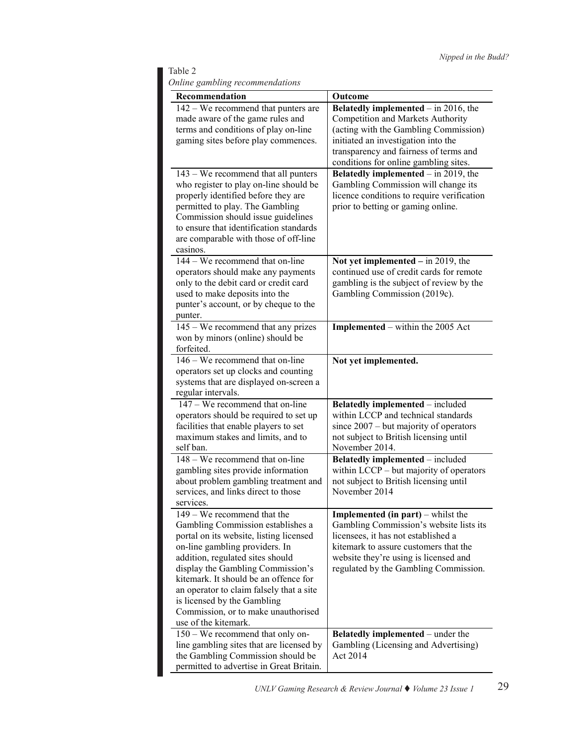Table 2

*Online gambling recommendations*

| Recommendation | Outcome |
|---|---|
| 142 – We recommend that punters are made aware of the game rules and terms and conditions of play on-line gaming sites before play commences. | **Belatedly implemented** – in 2016, the Competition and Markets Authority (acting with the Gambling Commission) initiated an investigation into the transparency and fairness of terms and conditions for online gambling sites. |
| 143 – We recommend that all punters who register to play on-line should be properly identified before they are permitted to play. The Gambling Commission should issue guidelines to ensure that identification standards are comparable with those of off-line casinos. | **Belatedly implemented** – in 2019, the Gambling Commission will change its licence conditions to require verification prior to betting or gaming online. |
| 144 – We recommend that on-line operators should make any payments only to the debit card or credit card used to make deposits into the punter's account, or by cheque to the punter. | **Not yet implemented –** in 2019, the continued use of credit cards for remote gambling is the subject of review by the Gambling Commission (2019c). |
| 145 – We recommend that any prizes won by minors (online) should be forfeited. | **Implemented** – within the 2005 Act |
| 146 – We recommend that on-line operators set up clocks and counting systems that are displayed on-screen a regular intervals. | **Not yet implemented.** |
| 147 – We recommend that on-line operators should be required to set up facilities that enable players to set maximum stakes and limits, and to self ban. | **Belatedly implemented** – included within LCCP and technical standards since 2007 – but majority of operators not subject to British licensing until November 2014. |
| 148 – We recommend that on-line gambling sites provide information about problem gambling treatment and services, and links direct to those services. | **Belatedly implemented** – included within LCCP – but majority of operators not subject to British licensing until November 2014 |
| 149 – We recommend that the Gambling Commission establishes a portal on its website, listing licensed on-line gambling providers. In addition, regulated sites should display the Gambling Commission's kitemark. It should be an offence for an operator to claim falsely that a site is licensed by the Gambling Commission, or to make unauthorised use of the kitemark. | **Implemented (in part)** – whilst the Gambling Commission's website lists its licensees, it has not established a kitemark to assure customers that the website they're using is licensed and regulated by the Gambling Commission. |
| 150 – We recommend that only on-line gambling sites that are licensed by the Gambling Commission should be permitted to advertise in Great Britain. | **Belatedly implemented** – under the Gambling (Licensing and Advertising) Act 2014 |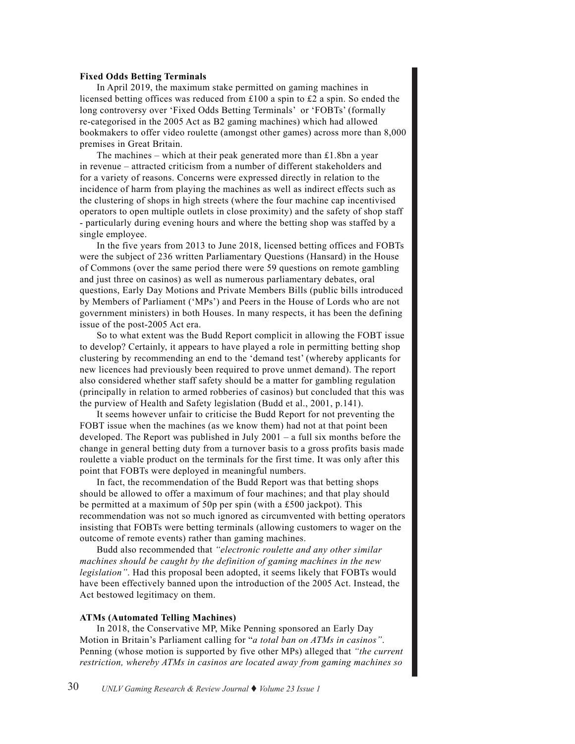**Fixed Odds Betting Terminals**

In April 2019, the maximum stake permitted on gaming machines in licensed betting offices was reduced from £100 a spin to £2 a spin. So ended the long controversy over 'Fixed Odds Betting Terminals' or 'FOBTs' (formally re-categorised in the 2005 Act as B2 gaming machines) which had allowed bookmakers to offer video roulette (amongst other games) across more than 8,000 premises in Great Britain.

The machines – which at their peak generated more than £1.8bn a year in revenue – attracted criticism from a number of different stakeholders and for a variety of reasons. Concerns were expressed directly in relation to the incidence of harm from playing the machines as well as indirect effects such as the clustering of shops in high streets (where the four machine cap incentivised operators to open multiple outlets in close proximity) and the safety of shop staff - particularly during evening hours and where the betting shop was staffed by a single employee.

In the five years from 2013 to June 2018, licensed betting offices and FOBTs were the subject of 236 written Parliamentary Questions (Hansard) in the House of Commons (over the same period there were 59 questions on remote gambling and just three on casinos) as well as numerous parliamentary debates, oral questions, Early Day Motions and Private Members Bills (public bills introduced by Members of Parliament ('MPs') and Peers in the House of Lords who are not government ministers) in both Houses. In many respects, it has been the defining issue of the post-2005 Act era.

So to what extent was the Budd Report complicit in allowing the FOBT issue to develop? Certainly, it appears to have played a role in permitting betting shop clustering by recommending an end to the 'demand test' (whereby applicants for new licences had previously been required to prove unmet demand). The report also considered whether staff safety should be a matter for gambling regulation (principally in relation to armed robberies of casinos) but concluded that this was the purview of Health and Safety legislation (Budd et al., 2001, p.141).

It seems however unfair to criticise the Budd Report for not preventing the FOBT issue when the machines (as we know them) had not at that point been developed. The Report was published in July 2001 – a full six months before the change in general betting duty from a turnover basis to a gross profits basis made roulette a viable product on the terminals for the first time. It was only after this point that FOBTs were deployed in meaningful numbers.

In fact, the recommendation of the Budd Report was that betting shops should be allowed to offer a maximum of four machines; and that play should be permitted at a maximum of 50p per spin (with a £500 jackpot). This recommendation was not so much ignored as circumvented with betting operators insisting that FOBTs were betting terminals (allowing customers to wager on the outcome of remote events) rather than gaming machines.

Budd also recommended that *"electronic roulette and any other similar machines should be caught by the definition of gaming machines in the new legislation"*. Had this proposal been adopted, it seems likely that FOBTs would have been effectively banned upon the introduction of the 2005 Act. Instead, the Act bestowed legitimacy on them.

**ATMs (Automated Telling Machines)**

In 2018, the Conservative MP, Mike Penning sponsored an Early Day Motion in Britain's Parliament calling for "*a total ban on ATMs in casinos"*. Penning (whose motion is supported by five other MPs) alleged that *"the current restriction, whereby ATMs in casinos are located away from gaming machines so*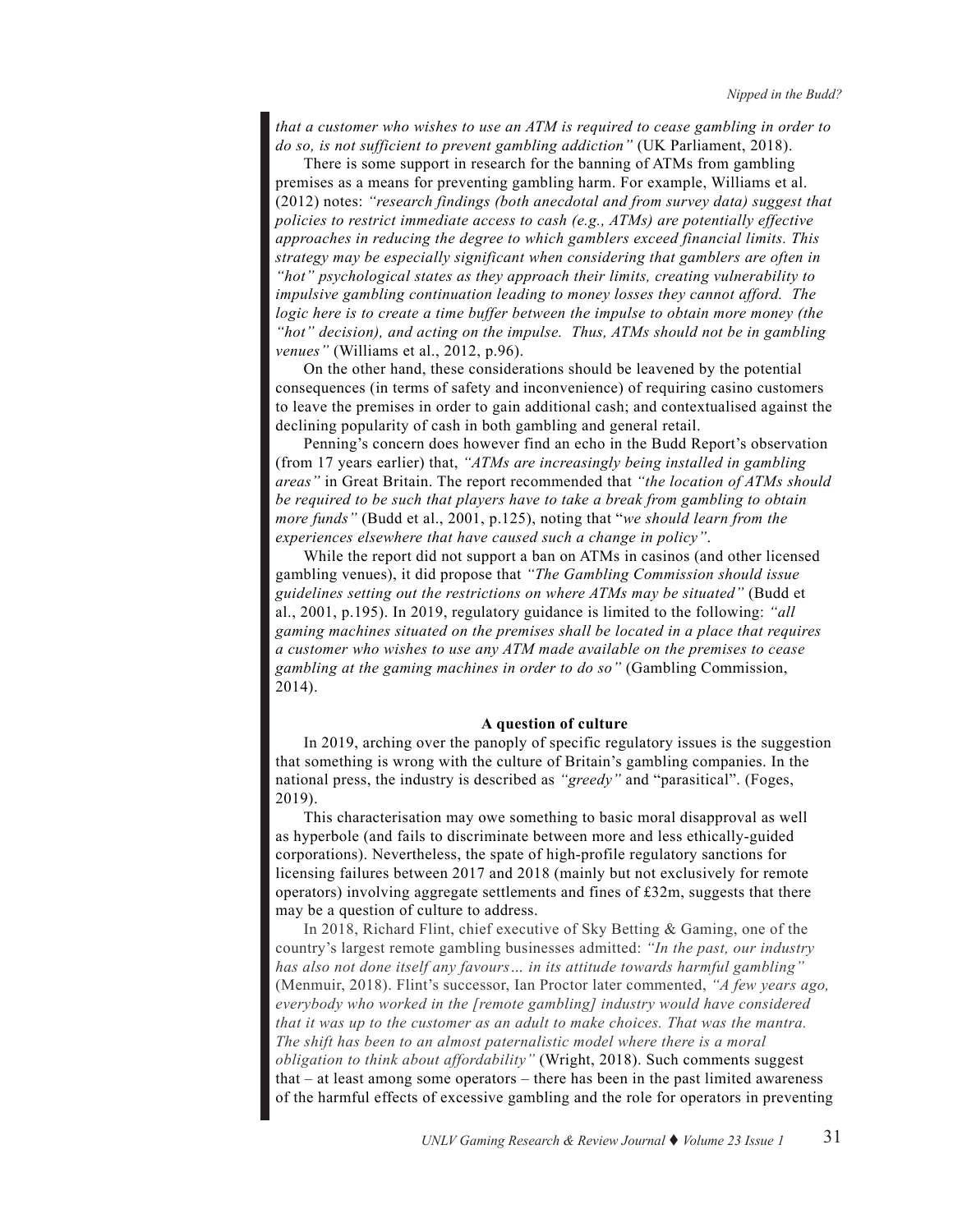*that a customer who wishes to use an ATM is required to cease gambling in order to do so, is not sufficient to prevent gambling addiction"* (UK Parliament, 2018).

There is some support in research for the banning of ATMs from gambling premises as a means for preventing gambling harm. For example, Williams et al. (2012) notes: *"research findings (both anecdotal and from survey data) suggest that policies to restrict immediate access to cash (e.g., ATMs) are potentially effective approaches in reducing the degree to which gamblers exceed financial limits. This strategy may be especially significant when considering that gamblers are often in "hot" psychological states as they approach their limits, creating vulnerability to impulsive gambling continuation leading to money losses they cannot afford. The logic here is to create a time buffer between the impulse to obtain more money (the "hot" decision), and acting on the impulse. Thus, ATMs should not be in gambling venues"* (Williams et al., 2012, p.96).

On the other hand, these considerations should be leavened by the potential consequences (in terms of safety and inconvenience) of requiring casino customers to leave the premises in order to gain additional cash; and contextualised against the declining popularity of cash in both gambling and general retail.

Penning's concern does however find an echo in the Budd Report's observation (from 17 years earlier) that, *"ATMs are increasingly being installed in gambling areas"* in Great Britain. The report recommended that *"the location of ATMs should be required to be such that players have to take a break from gambling to obtain more funds"* (Budd et al., 2001, p.125), noting that "*we should learn from the experiences elsewhere that have caused such a change in policy"*.

While the report did not support a ban on ATMs in casinos (and other licensed gambling venues), it did propose that *"The Gambling Commission should issue guidelines setting out the restrictions on where ATMs may be situated"* (Budd et al., 2001, p.195). In 2019, regulatory guidance is limited to the following: *"all gaming machines situated on the premises shall be located in a place that requires a customer who wishes to use any ATM made available on the premises to cease gambling at the gaming machines in order to do so"* (Gambling Commission, 2014).

## A question of culture

In 2019, arching over the panoply of specific regulatory issues is the suggestion that something is wrong with the culture of Britain's gambling companies. In the national press, the industry is described as *"greedy"* and "parasitical". (Foges, 2019).

This characterisation may owe something to basic moral disapproval as well as hyperbole (and fails to discriminate between more and less ethically-guided corporations). Nevertheless, the spate of high-profile regulatory sanctions for licensing failures between 2017 and 2018 (mainly but not exclusively for remote operators) involving aggregate settlements and fines of £32m, suggests that there may be a question of culture to address.

In 2018, Richard Flint, chief executive of Sky Betting & Gaming, one of the country's largest remote gambling businesses admitted: *"In the past, our industry has also not done itself any favours… in its attitude towards harmful gambling"* (Menmuir, 2018). Flint's successor, Ian Proctor later commented, *"A few years ago, everybody who worked in the [remote gambling] industry would have considered that it was up to the customer as an adult to make choices. That was the mantra. The shift has been to an almost paternalistic model where there is a moral obligation to think about affordability"* (Wright, 2018). Such comments suggest that – at least among some operators – there has been in the past limited awareness of the harmful effects of excessive gambling and the role for operators in preventing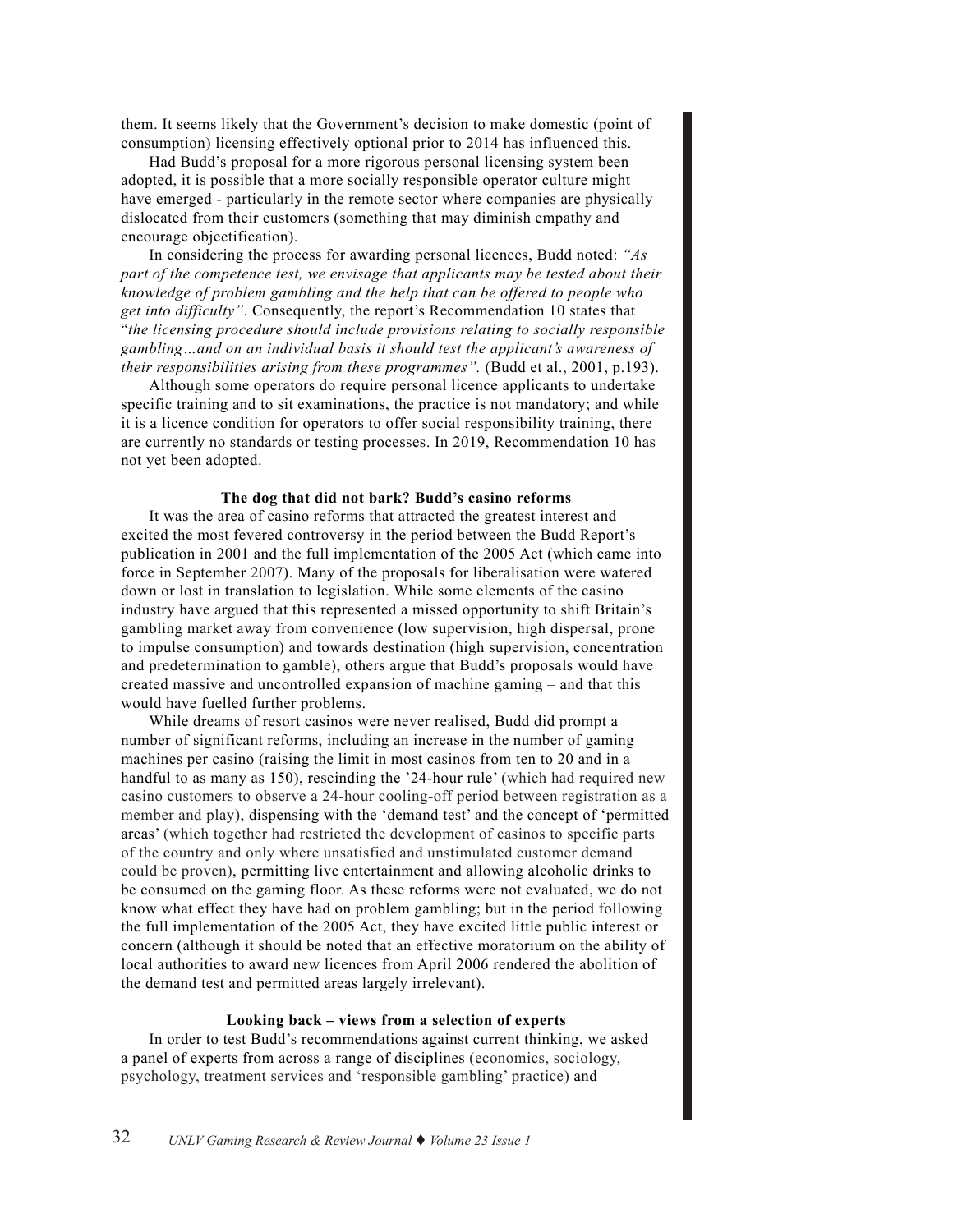them. It seems likely that the Government's decision to make domestic (point of consumption) licensing effectively optional prior to 2014 has influenced this.

Had Budd's proposal for a more rigorous personal licensing system been adopted, it is possible that a more socially responsible operator culture might have emerged - particularly in the remote sector where companies are physically dislocated from their customers (something that may diminish empathy and encourage objectification).

In considering the process for awarding personal licences, Budd noted: *"As part of the competence test, we envisage that applicants may be tested about their knowledge of problem gambling and the help that can be offered to people who get into difficulty"*. Consequently, the report's Recommendation 10 states that "*the licensing procedure should include provisions relating to socially responsible gambling…and on an individual basis it should test the applicant's awareness of their responsibilities arising from these programmes".* (Budd et al., 2001, p.193).

Although some operators do require personal licence applicants to undertake specific training and to sit examinations, the practice is not mandatory; and while it is a licence condition for operators to offer social responsibility training, there are currently no standards or testing processes. In 2019, Recommendation 10 has not yet been adopted.

### The dog that did not bark? Budd's casino reforms

It was the area of casino reforms that attracted the greatest interest and excited the most fevered controversy in the period between the Budd Report's publication in 2001 and the full implementation of the 2005 Act (which came into force in September 2007). Many of the proposals for liberalisation were watered down or lost in translation to legislation. While some elements of the casino industry have argued that this represented a missed opportunity to shift Britain's gambling market away from convenience (low supervision, high dispersal, prone to impulse consumption) and towards destination (high supervision, concentration and predetermination to gamble), others argue that Budd's proposals would have created massive and uncontrolled expansion of machine gaming – and that this would have fuelled further problems.

While dreams of resort casinos were never realised, Budd did prompt a number of significant reforms, including an increase in the number of gaming machines per casino (raising the limit in most casinos from ten to 20 and in a handful to as many as 150), rescinding the '24-hour rule' (which had required new casino customers to observe a 24-hour cooling-off period between registration as a member and play), dispensing with the 'demand test' and the concept of 'permitted areas' (which together had restricted the development of casinos to specific parts of the country and only where unsatisfied and unstimulated customer demand could be proven), permitting live entertainment and allowing alcoholic drinks to be consumed on the gaming floor. As these reforms were not evaluated, we do not know what effect they have had on problem gambling; but in the period following the full implementation of the 2005 Act, they have excited little public interest or concern (although it should be noted that an effective moratorium on the ability of local authorities to award new licences from April 2006 rendered the abolition of the demand test and permitted areas largely irrelevant).

### Looking back – views from a selection of experts

In order to test Budd's recommendations against current thinking, we asked a panel of experts from across a range of disciplines (economics, sociology, psychology, treatment services and 'responsible gambling' practice) and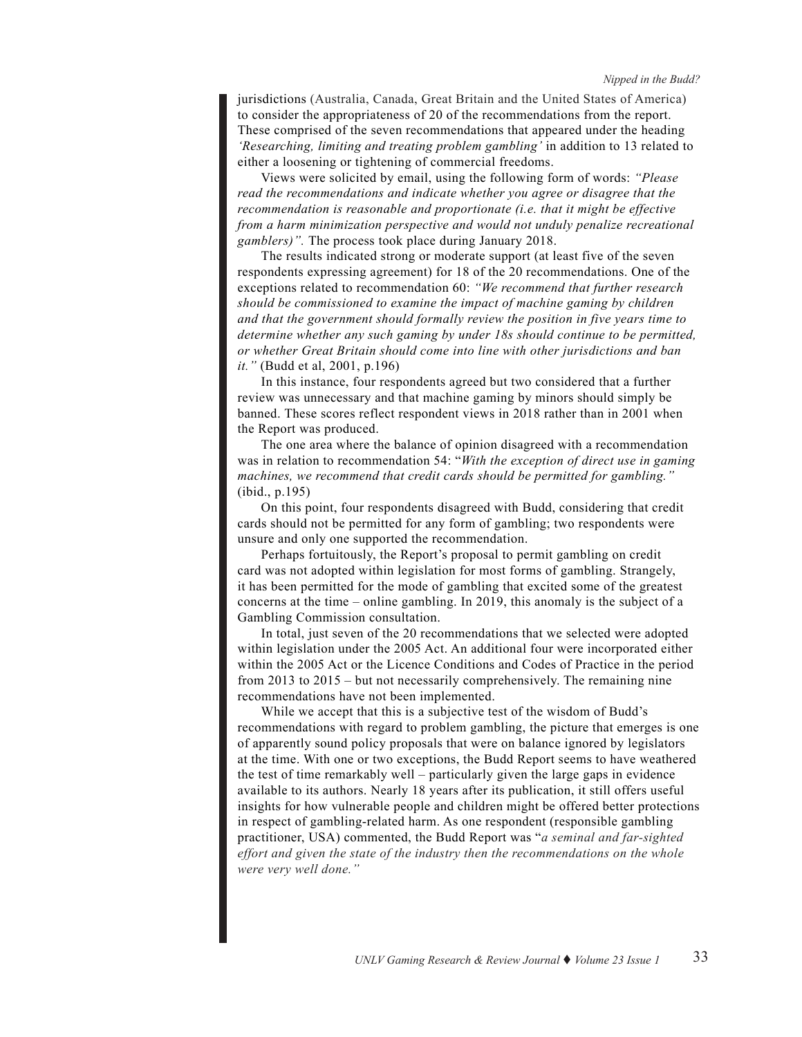jurisdictions (Australia, Canada, Great Britain and the United States of America) to consider the appropriateness of 20 of the recommendations from the report. These comprised of the seven recommendations that appeared under the heading *'Researching, limiting and treating problem gambling'* in addition to 13 related to either a loosening or tightening of commercial freedoms.

Views were solicited by email, using the following form of words: *"Please read the recommendations and indicate whether you agree or disagree that the recommendation is reasonable and proportionate (i.e. that it might be effective from a harm minimization perspective and would not unduly penalize recreational gamblers)".* The process took place during January 2018.

The results indicated strong or moderate support (at least five of the seven respondents expressing agreement) for 18 of the 20 recommendations. One of the exceptions related to recommendation 60: *"We recommend that further research should be commissioned to examine the impact of machine gaming by children and that the government should formally review the position in five years time to determine whether any such gaming by under 18s should continue to be permitted, or whether Great Britain should come into line with other jurisdictions and ban it."* (Budd et al, 2001, p.196)

In this instance, four respondents agreed but two considered that a further review was unnecessary and that machine gaming by minors should simply be banned. These scores reflect respondent views in 2018 rather than in 2001 when the Report was produced.

The one area where the balance of opinion disagreed with a recommendation was in relation to recommendation 54: "*With the exception of direct use in gaming machines, we recommend that credit cards should be permitted for gambling."* (ibid., p.195)

On this point, four respondents disagreed with Budd, considering that credit cards should not be permitted for any form of gambling; two respondents were unsure and only one supported the recommendation.

Perhaps fortuitously, the Report's proposal to permit gambling on credit card was not adopted within legislation for most forms of gambling. Strangely, it has been permitted for the mode of gambling that excited some of the greatest concerns at the time – online gambling. In 2019, this anomaly is the subject of a Gambling Commission consultation.

In total, just seven of the 20 recommendations that we selected were adopted within legislation under the 2005 Act. An additional four were incorporated either within the 2005 Act or the Licence Conditions and Codes of Practice in the period from 2013 to 2015 – but not necessarily comprehensively. The remaining nine recommendations have not been implemented.

While we accept that this is a subjective test of the wisdom of Budd's recommendations with regard to problem gambling, the picture that emerges is one of apparently sound policy proposals that were on balance ignored by legislators at the time. With one or two exceptions, the Budd Report seems to have weathered the test of time remarkably well – particularly given the large gaps in evidence available to its authors. Nearly 18 years after its publication, it still offers useful insights for how vulnerable people and children might be offered better protections in respect of gambling-related harm. As one respondent (responsible gambling practitioner, USA) commented, the Budd Report was "*a seminal and far-sighted effort and given the state of the industry then the recommendations on the whole were very well done."*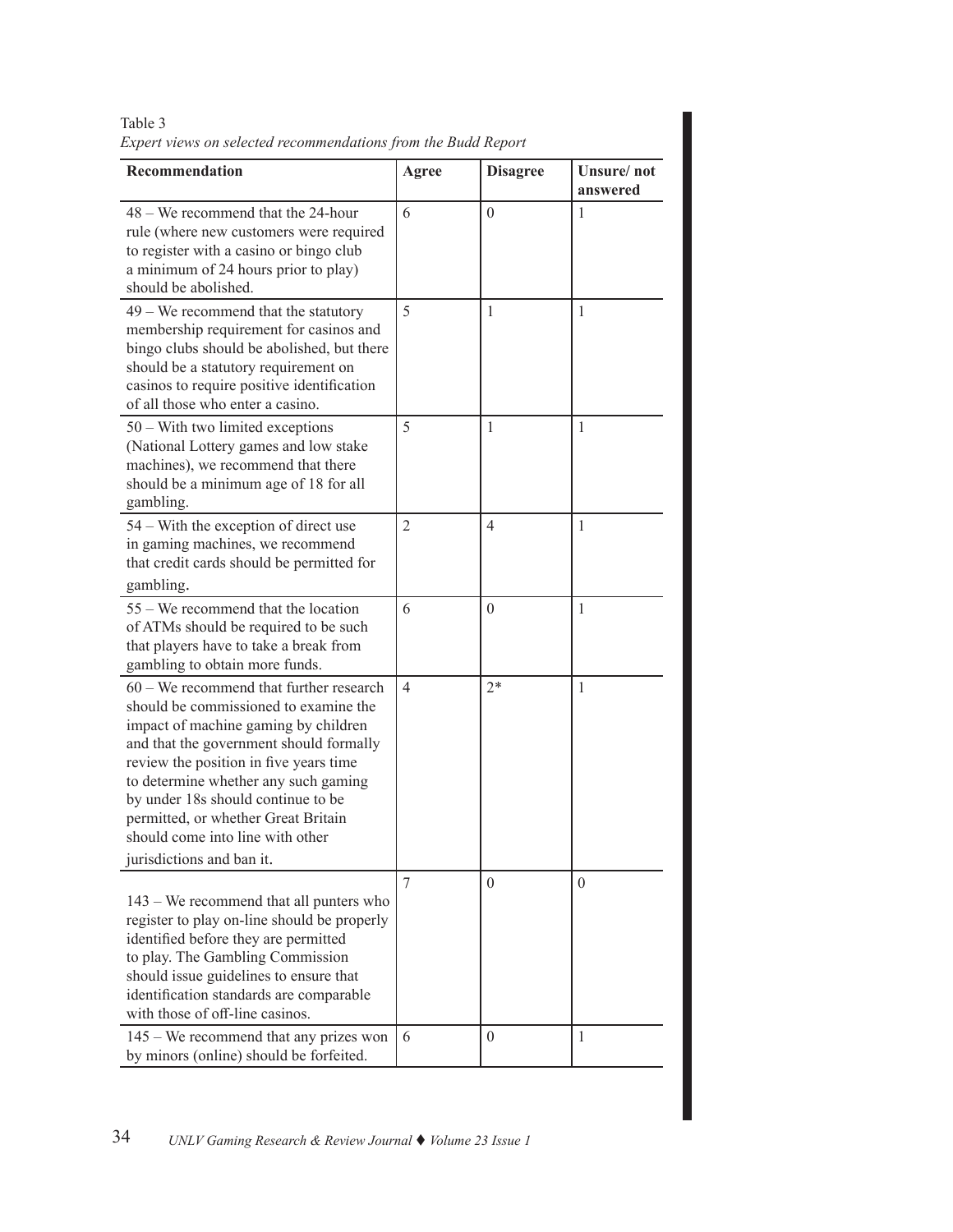Table 3

*Expert views on selected recommendations from the Budd Report*

| Recommendation | Agree | Disagree | Unsure/ not answered |
|---|---|---|---|
| 48 – We recommend that the 24-hour rule (where new customers were required to register with a casino or bingo club a minimum of 24 hours prior to play) should be abolished. | 6 | 0 | 1 |
| 49 – We recommend that the statutory membership requirement for casinos and bingo clubs should be abolished, but there should be a statutory requirement on casinos to require positive identification of all those who enter a casino. | 5 | 1 | 1 |
| 50 – With two limited exceptions (National Lottery games and low stake machines), we recommend that there should be a minimum age of 18 for all gambling. | 5 | 1 | 1 |
| 54 – With the exception of direct use in gaming machines, we recommend that credit cards should be permitted for gambling. | 2 | 4 | 1 |
| 55 – We recommend that the location of ATMs should be required to be such that players have to take a break from gambling to obtain more funds. | 6 | 0 | 1 |
| 60 – We recommend that further research should be commissioned to examine the impact of machine gaming by children and that the government should formally review the position in five years time to determine whether any such gaming by under 18s should continue to be permitted, or whether Great Britain should come into line with other jurisdictions and ban it. | 4 | 2* | 1 |
| 143 – We recommend that all punters who register to play on-line should be properly identified before they are permitted to play. The Gambling Commission should issue guidelines to ensure that identification standards are comparable with those of off-line casinos. | 7 | 0 | 0 |
| 145 – We recommend that any prizes won by minors (online) should be forfeited. | 6 | 0 | 1 |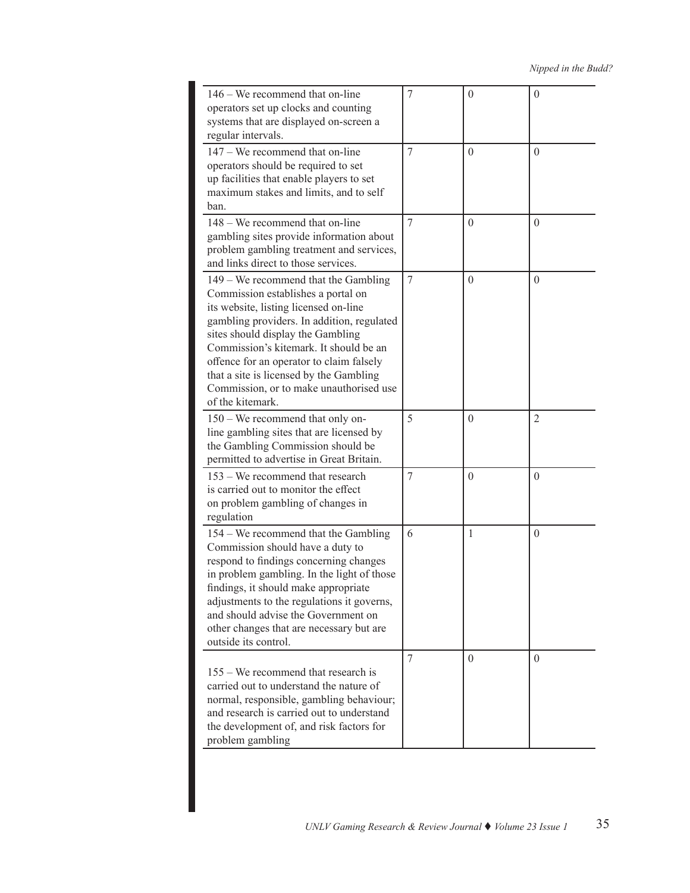| | | | |
|---|---|---|---|
| 146 – We recommend that on-line operators set up clocks and counting systems that are displayed on-screen a regular intervals. | 7 | 0 | 0 |
| 147 – We recommend that on-line operators should be required to set up facilities that enable players to set maximum stakes and limits, and to self ban. | 7 | 0 | 0 |
| 148 – We recommend that on-line gambling sites provide information about problem gambling treatment and services, and links direct to those services. | 7 | 0 | 0 |
| 149 – We recommend that the Gambling Commission establishes a portal on its website, listing licensed on-line gambling providers. In addition, regulated sites should display the Gambling Commission's kitemark. It should be an offence for an operator to claim falsely that a site is licensed by the Gambling Commission, or to make unauthorised use of the kitemark. | 7 | 0 | 0 |
| 150 – We recommend that only on-line gambling sites that are licensed by the Gambling Commission should be permitted to advertise in Great Britain. | 5 | 0 | 2 |
| 153 – We recommend that research is carried out to monitor the effect on problem gambling of changes in regulation | 7 | 0 | 0 |
| 154 – We recommend that the Gambling Commission should have a duty to respond to findings concerning changes in problem gambling. In the light of those findings, it should make appropriate adjustments to the regulations it governs, and should advise the Government on other changes that are necessary but are outside its control. | 6 | 1 | 0 |
| 155 – We recommend that research is carried out to understand the nature of normal, responsible, gambling behaviour; and research is carried out to understand the development of, and risk factors for problem gambling | 7 | 0 | 0 |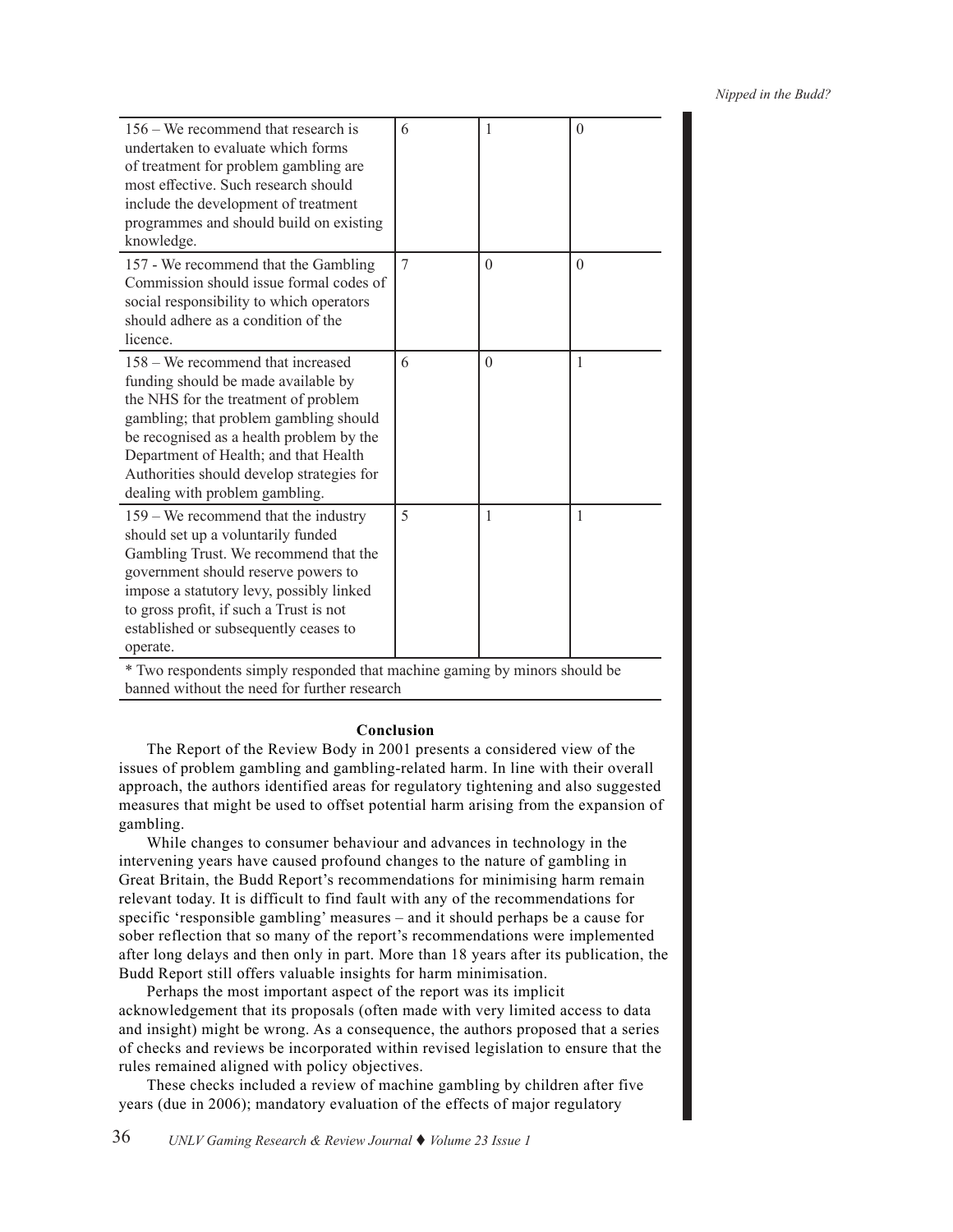| | | | |
|---|---|---|---|
| 156 – We recommend that research is undertaken to evaluate which forms of treatment for problem gambling are most effective. Such research should include the development of treatment programmes and should build on existing knowledge. | 6 | 1 | 0 |
| 157 - We recommend that the Gambling Commission should issue formal codes of social responsibility to which operators should adhere as a condition of the licence. | 7 | 0 | 0 |
| 158 – We recommend that increased funding should be made available by the NHS for the treatment of problem gambling; that problem gambling should be recognised as a health problem by the Department of Health; and that Health Authorities should develop strategies for dealing with problem gambling. | 6 | 0 | 1 |
| 159 – We recommend that the industry should set up a voluntarily funded Gambling Trust. We recommend that the government should reserve powers to impose a statutory levy, possibly linked to gross profit, if such a Trust is not established or subsequently ceases to operate. | 5 | 1 | 1 |

* Two respondents simply responded that machine gaming by minors should be banned without the need for further research

**Conclusion**

The Report of the Review Body in 2001 presents a considered view of the issues of problem gambling and gambling-related harm. In line with their overall approach, the authors identified areas for regulatory tightening and also suggested measures that might be used to offset potential harm arising from the expansion of gambling.

While changes to consumer behaviour and advances in technology in the intervening years have caused profound changes to the nature of gambling in Great Britain, the Budd Report's recommendations for minimising harm remain relevant today. It is difficult to find fault with any of the recommendations for specific 'responsible gambling' measures – and it should perhaps be a cause for sober reflection that so many of the report's recommendations were implemented after long delays and then only in part. More than 18 years after its publication, the Budd Report still offers valuable insights for harm minimisation.

Perhaps the most important aspect of the report was its implicit acknowledgement that its proposals (often made with very limited access to data and insight) might be wrong. As a consequence, the authors proposed that a series of checks and reviews be incorporated within revised legislation to ensure that the rules remained aligned with policy objectives.

These checks included a review of machine gambling by children after five years (due in 2006); mandatory evaluation of the effects of major regulatory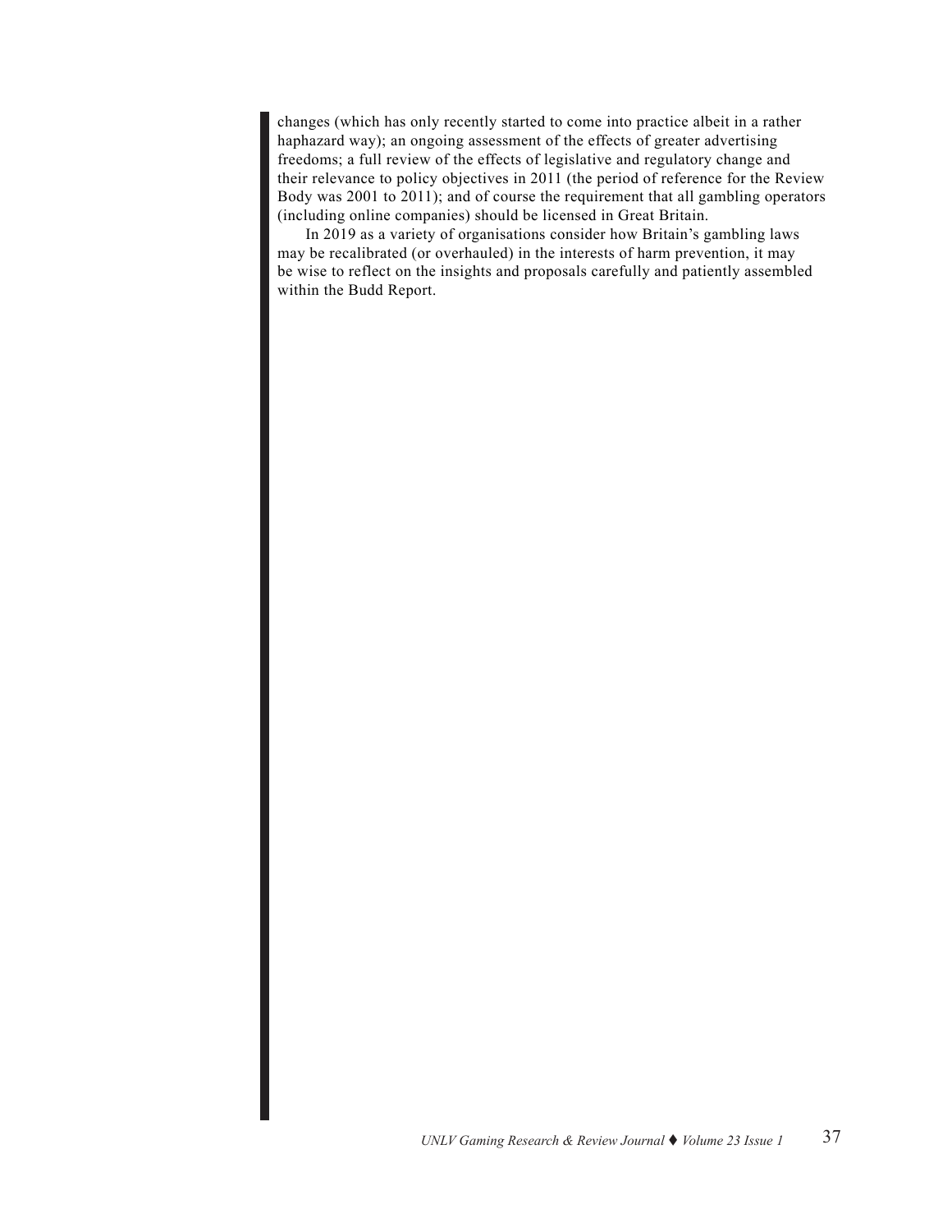changes (which has only recently started to come into practice albeit in a rather haphazard way); an ongoing assessment of the effects of greater advertising freedoms; a full review of the effects of legislative and regulatory change and their relevance to policy objectives in 2011 (the period of reference for the Review Body was 2001 to 2011); and of course the requirement that all gambling operators (including online companies) should be licensed in Great Britain.

In 2019 as a variety of organisations consider how Britain's gambling laws may be recalibrated (or overhauled) in the interests of harm prevention, it may be wise to reflect on the insights and proposals carefully and patiently assembled within the Budd Report.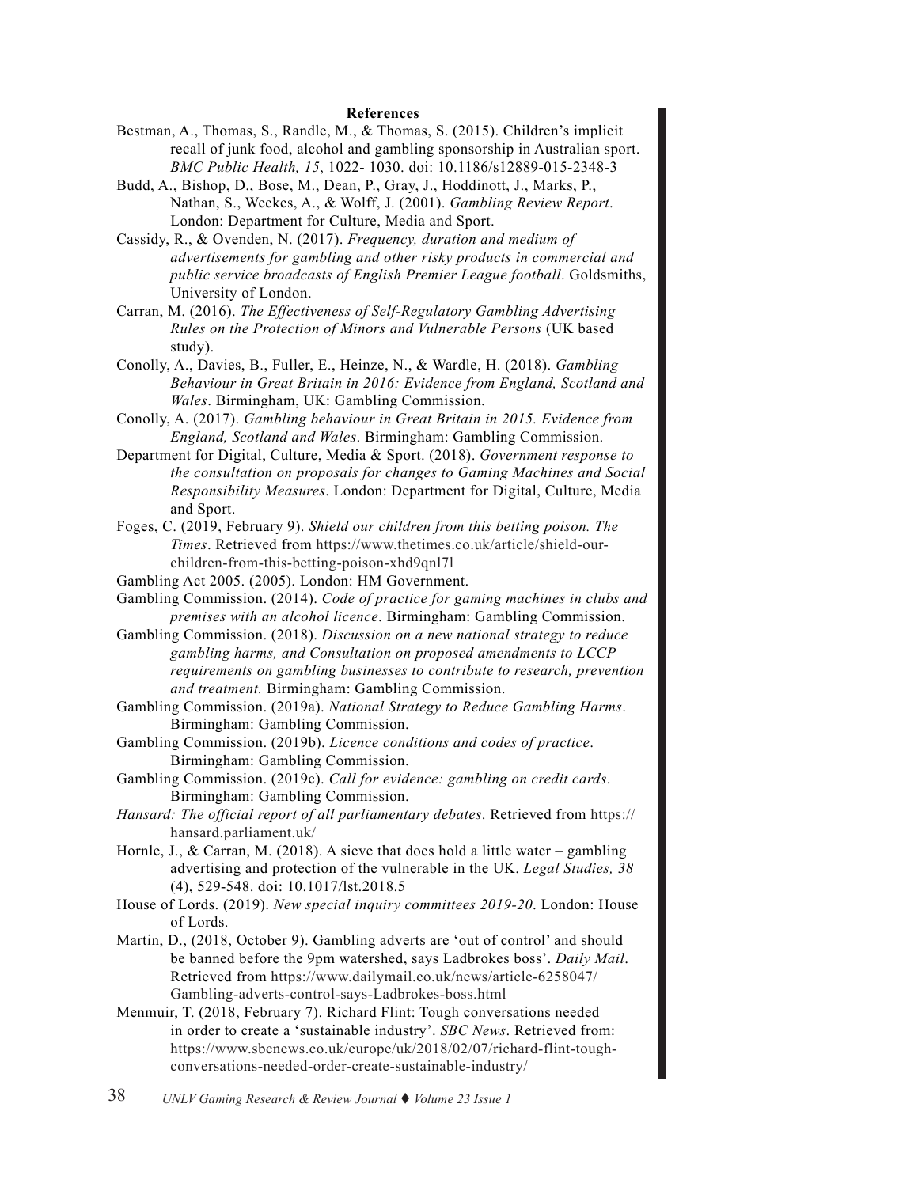**References**

Bestman, A., Thomas, S., Randle, M., & Thomas, S. (2015). Children's implicit recall of junk food, alcohol and gambling sponsorship in Australian sport. *BMC Public Health, 15*, 1022- 1030. doi: 10.1186/s12889-015-2348-3

Budd, A., Bishop, D., Bose, M., Dean, P., Gray, J., Hoddinott, J., Marks, P., Nathan, S., Weekes, A., & Wolff, J. (2001). *Gambling Review Report*. London: Department for Culture, Media and Sport.

Cassidy, R., & Ovenden, N. (2017). *Frequency, duration and medium of advertisements for gambling and other risky products in commercial and public service broadcasts of English Premier League football*. Goldsmiths, University of London.

Carran, M. (2016). *The Effectiveness of Self-Regulatory Gambling Advertising Rules on the Protection of Minors and Vulnerable Persons* (UK based study).

Conolly, A., Davies, B., Fuller, E., Heinze, N., & Wardle, H. (2018). *Gambling Behaviour in Great Britain in 2016: Evidence from England, Scotland and Wales*. Birmingham, UK: Gambling Commission.

Conolly, A. (2017). *Gambling behaviour in Great Britain in 2015. Evidence from England, Scotland and Wales*. Birmingham: Gambling Commission.

Department for Digital, Culture, Media & Sport. (2018). *Government response to the consultation on proposals for changes to Gaming Machines and Social Responsibility Measures*. London: Department for Digital, Culture, Media and Sport.

Foges, C. (2019, February 9). *Shield our children from this betting poison. The Times*. Retrieved from https://www.thetimes.co.uk/article/shield-our-children-from-this-betting-poison-xhd9qnl7l

Gambling Act 2005. (2005). London: HM Government.

Gambling Commission. (2014). *Code of practice for gaming machines in clubs and premises with an alcohol licence*. Birmingham: Gambling Commission.

Gambling Commission. (2018). *Discussion on a new national strategy to reduce gambling harms, and Consultation on proposed amendments to LCCP requirements on gambling businesses to contribute to research, prevention and treatment.* Birmingham: Gambling Commission.

Gambling Commission. (2019a). *National Strategy to Reduce Gambling Harms*. Birmingham: Gambling Commission.

Gambling Commission. (2019b). *Licence conditions and codes of practice*. Birmingham: Gambling Commission.

Gambling Commission. (2019c). *Call for evidence: gambling on credit cards*. Birmingham: Gambling Commission.

*Hansard: The official report of all parliamentary debates*. Retrieved from https://hansard.parliament.uk/

Hornle, J., & Carran, M. (2018). A sieve that does hold a little water – gambling advertising and protection of the vulnerable in the UK. *Legal Studies, 38* (4), 529-548. doi: 10.1017/lst.2018.5

House of Lords. (2019). *New special inquiry committees 2019-20*. London: House of Lords.

Martin, D., (2018, October 9). Gambling adverts are 'out of control' and should be banned before the 9pm watershed, says Ladbrokes boss'. *Daily Mail*. Retrieved from https://www.dailymail.co.uk/news/article-6258047/Gambling-adverts-control-says-Ladbrokes-boss.html

Menmuir, T. (2018, February 7). Richard Flint: Tough conversations needed in order to create a 'sustainable industry'. *SBC News*. Retrieved from: https://www.sbcnews.co.uk/europe/uk/2018/02/07/richard-flint-tough-conversations-needed-order-create-sustainable-industry/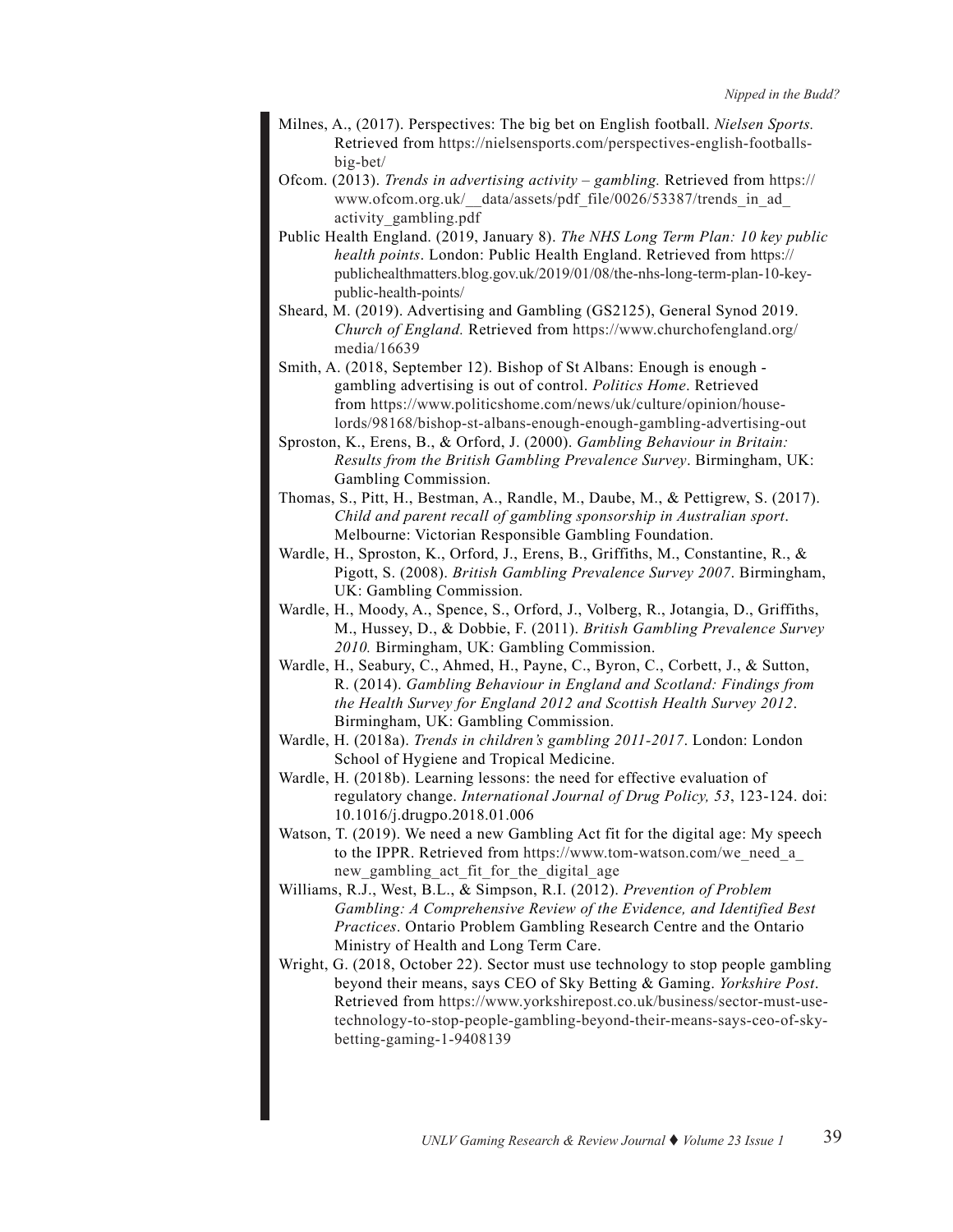Milnes, A., (2017). Perspectives: The big bet on English football. *Nielsen Sports.* Retrieved from https://nielsensports.com/perspectives-english-footballs-big-bet/

Ofcom. (2013). *Trends in advertising activity – gambling.* Retrieved from https://www.ofcom.org.uk/__data/assets/pdf_file/0026/53387/trends_in_ad_activity_gambling.pdf

Public Health England. (2019, January 8). *The NHS Long Term Plan: 10 key public health points*. London: Public Health England. Retrieved from https://publichealthmatters.blog.gov.uk/2019/01/08/the-nhs-long-term-plan-10-key-public-health-points/

Sheard, M. (2019). Advertising and Gambling (GS2125), General Synod 2019. *Church of England.* Retrieved from https://www.churchofengland.org/media/16639

Smith, A. (2018, September 12). Bishop of St Albans: Enough is enough - gambling advertising is out of control. *Politics Home*. Retrieved from https://www.politicshome.com/news/uk/culture/opinion/house-lords/98168/bishop-st-albans-enough-enough-gambling-advertising-out

Sproston, K., Erens, B., & Orford, J. (2000). *Gambling Behaviour in Britain: Results from the British Gambling Prevalence Survey*. Birmingham, UK: Gambling Commission.

Thomas, S., Pitt, H., Bestman, A., Randle, M., Daube, M., & Pettigrew, S. (2017). *Child and parent recall of gambling sponsorship in Australian sport*. Melbourne: Victorian Responsible Gambling Foundation.

Wardle, H., Sproston, K., Orford, J., Erens, B., Griffiths, M., Constantine, R., & Pigott, S. (2008). *British Gambling Prevalence Survey 2007*. Birmingham, UK: Gambling Commission.

Wardle, H., Moody, A., Spence, S., Orford, J., Volberg, R., Jotangia, D., Griffiths, M., Hussey, D., & Dobbie, F. (2011). *British Gambling Prevalence Survey 2010.* Birmingham, UK: Gambling Commission.

Wardle, H., Seabury, C., Ahmed, H., Payne, C., Byron, C., Corbett, J., & Sutton, R. (2014). *Gambling Behaviour in England and Scotland: Findings from the Health Survey for England 2012 and Scottish Health Survey 2012*. Birmingham, UK: Gambling Commission.

Wardle, H. (2018a). *Trends in children's gambling 2011-2017*. London: London School of Hygiene and Tropical Medicine.

Wardle, H. (2018b). Learning lessons: the need for effective evaluation of regulatory change. *International Journal of Drug Policy, 53*, 123-124. doi: 10.1016/j.drugpo.2018.01.006

Watson, T. (2019). We need a new Gambling Act fit for the digital age: My speech to the IPPR. Retrieved from https://www.tom-watson.com/we_need_a_new_gambling_act_fit_for_the_digital_age

Williams, R.J., West, B.L., & Simpson, R.I. (2012). *Prevention of Problem Gambling: A Comprehensive Review of the Evidence, and Identified Best Practices*. Ontario Problem Gambling Research Centre and the Ontario Ministry of Health and Long Term Care.

Wright, G. (2018, October 22). Sector must use technology to stop people gambling beyond their means, says CEO of Sky Betting & Gaming. *Yorkshire Post*. Retrieved from https://www.yorkshirepost.co.uk/business/sector-must-use-technology-to-stop-people-gambling-beyond-their-means-says-ceo-of-sky-betting-gaming-1-9408139